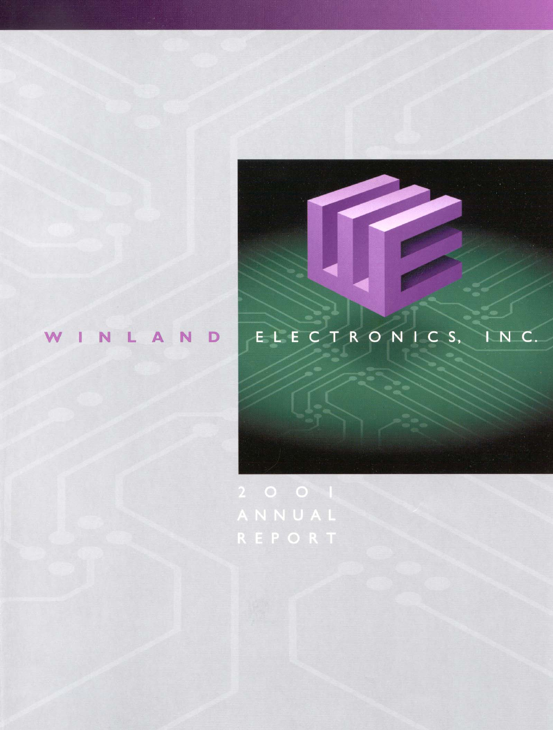# WINLAND ELECTRONICS, INC.

2001 ANNUAL REPORT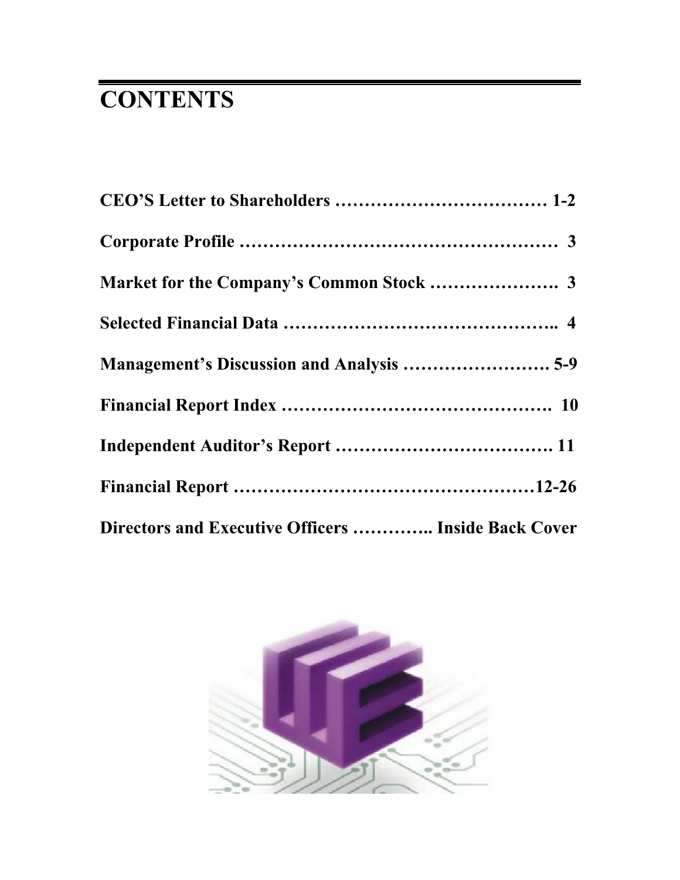# CONTENTS

| | |
|---|---|
| CEO'S Letter to Shareholders | 1-2 |
| Corporate Profile | 3 |
| Market for the Company's Common Stock | 3 |
| Selected Financial Data | 4 |
| Management's Discussion and Analysis | 5-9 |
| Financial Report Index | 10 |
| Independent Auditor's Report | 11 |
| Financial Report | 12-26 |
| Directors and Executive Officers | Inside Back Cover |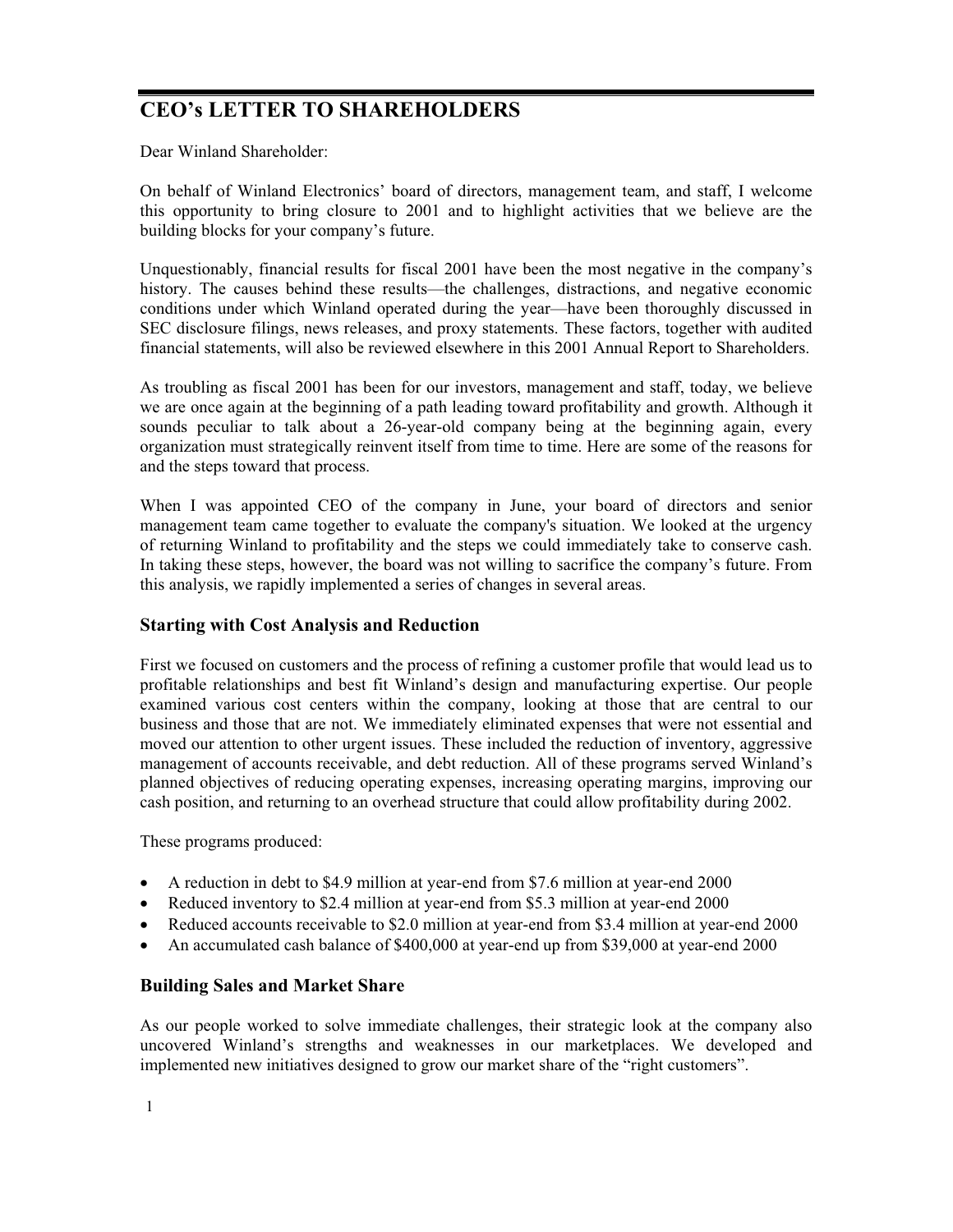# CEO's LETTER TO SHAREHOLDERS

Dear Winland Shareholder:

On behalf of Winland Electronics' board of directors, management team, and staff, I welcome this opportunity to bring closure to 2001 and to highlight activities that we believe are the building blocks for your company's future.

Unquestionably, financial results for fiscal 2001 have been the most negative in the company's history. The causes behind these results—the challenges, distractions, and negative economic conditions under which Winland operated during the year—have been thoroughly discussed in SEC disclosure filings, news releases, and proxy statements. These factors, together with audited financial statements, will also be reviewed elsewhere in this 2001 Annual Report to Shareholders.

As troubling as fiscal 2001 has been for our investors, management and staff, today, we believe we are once again at the beginning of a path leading toward profitability and growth. Although it sounds peculiar to talk about a 26-year-old company being at the beginning again, every organization must strategically reinvent itself from time to time. Here are some of the reasons for and the steps toward that process.

When I was appointed CEO of the company in June, your board of directors and senior management team came together to evaluate the company's situation. We looked at the urgency of returning Winland to profitability and the steps we could immediately take to conserve cash. In taking these steps, however, the board was not willing to sacrifice the company's future. From this analysis, we rapidly implemented a series of changes in several areas.

## Starting with Cost Analysis and Reduction

First we focused on customers and the process of refining a customer profile that would lead us to profitable relationships and best fit Winland's design and manufacturing expertise. Our people examined various cost centers within the company, looking at those that are central to our business and those that are not. We immediately eliminated expenses that were not essential and moved our attention to other urgent issues. These included the reduction of inventory, aggressive management of accounts receivable, and debt reduction. All of these programs served Winland's planned objectives of reducing operating expenses, increasing operating margins, improving our cash position, and returning to an overhead structure that could allow profitability during 2002.

These programs produced:

- A reduction in debt to $4.9 million at year-end from $7.6 million at year-end 2000
- Reduced inventory to $2.4 million at year-end from $5.3 million at year-end 2000
- Reduced accounts receivable to $2.0 million at year-end from $3.4 million at year-end 2000
- An accumulated cash balance of $400,000 at year-end up from $39,000 at year-end 2000

## Building Sales and Market Share

As our people worked to solve immediate challenges, their strategic look at the company also uncovered Winland's strengths and weaknesses in our marketplaces. We developed and implemented new initiatives designed to grow our market share of the "right customers".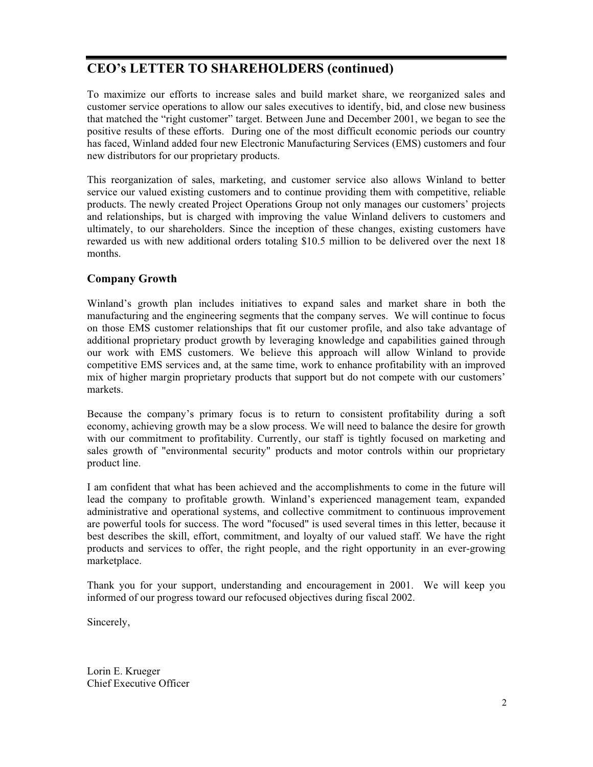## CEO's LETTER TO SHAREHOLDERS (continued)

To maximize our efforts to increase sales and build market share, we reorganized sales and customer service operations to allow our sales executives to identify, bid, and close new business that matched the "right customer" target. Between June and December 2001, we began to see the positive results of these efforts. During one of the most difficult economic periods our country has faced, Winland added four new Electronic Manufacturing Services (EMS) customers and four new distributors for our proprietary products.

This reorganization of sales, marketing, and customer service also allows Winland to better service our valued existing customers and to continue providing them with competitive, reliable products. The newly created Project Operations Group not only manages our customers' projects and relationships, but is charged with improving the value Winland delivers to customers and ultimately, to our shareholders. Since the inception of these changes, existing customers have rewarded us with new additional orders totaling $10.5 million to be delivered over the next 18 months.

### Company Growth

Winland's growth plan includes initiatives to expand sales and market share in both the manufacturing and the engineering segments that the company serves. We will continue to focus on those EMS customer relationships that fit our customer profile, and also take advantage of additional proprietary product growth by leveraging knowledge and capabilities gained through our work with EMS customers. We believe this approach will allow Winland to provide competitive EMS services and, at the same time, work to enhance profitability with an improved mix of higher margin proprietary products that support but do not compete with our customers' markets.

Because the company's primary focus is to return to consistent profitability during a soft economy, achieving growth may be a slow process. We will need to balance the desire for growth with our commitment to profitability. Currently, our staff is tightly focused on marketing and sales growth of "environmental security" products and motor controls within our proprietary product line.

I am confident that what has been achieved and the accomplishments to come in the future will lead the company to profitable growth. Winland's experienced management team, expanded administrative and operational systems, and collective commitment to continuous improvement are powerful tools for success. The word "focused" is used several times in this letter, because it best describes the skill, effort, commitment, and loyalty of our valued staff. We have the right products and services to offer, the right people, and the right opportunity in an ever-growing marketplace.

Thank you for your support, understanding and encouragement in 2001. We will keep you informed of our progress toward our refocused objectives during fiscal 2002.

Sincerely,

Lorin E. Krueger
Chief Executive Officer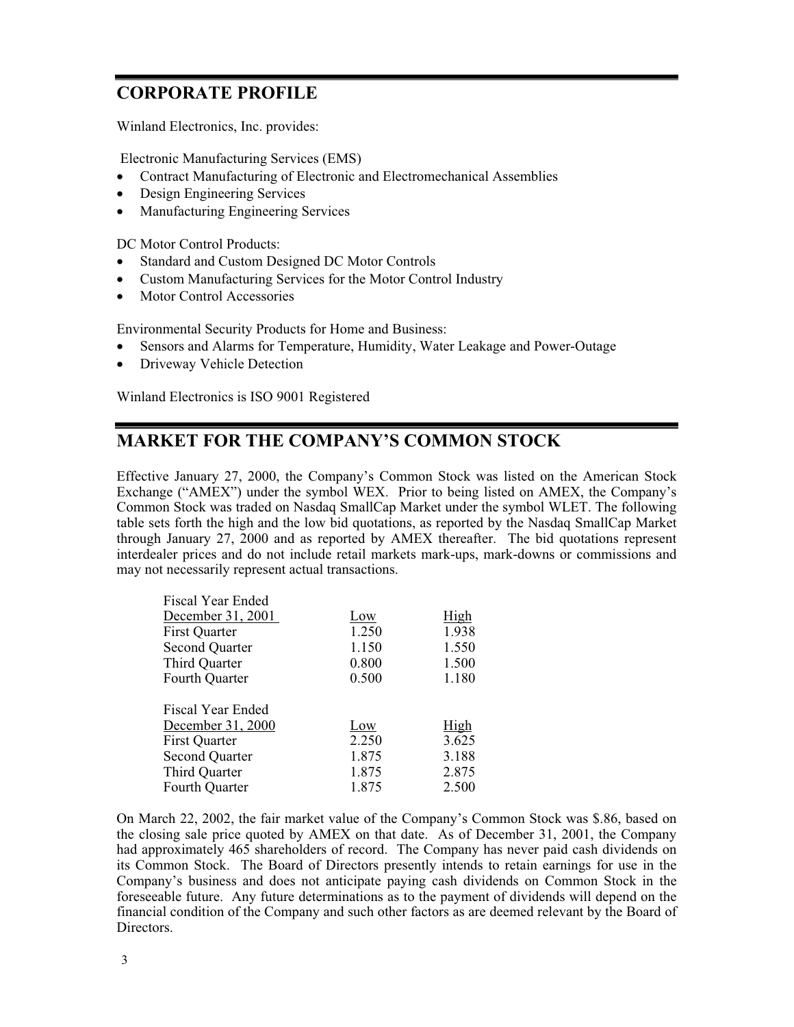## CORPORATE PROFILE

Winland Electronics, Inc. provides:

Electronic Manufacturing Services (EMS)

- Contract Manufacturing of Electronic and Electromechanical Assemblies
- Design Engineering Services
- Manufacturing Engineering Services

DC Motor Control Products:

- Standard and Custom Designed DC Motor Controls
- Custom Manufacturing Services for the Motor Control Industry
- Motor Control Accessories

Environmental Security Products for Home and Business:

- Sensors and Alarms for Temperature, Humidity, Water Leakage and Power-Outage
- Driveway Vehicle Detection

Winland Electronics is ISO 9001 Registered

## MARKET FOR THE COMPANY'S COMMON STOCK

Effective January 27, 2000, the Company's Common Stock was listed on the American Stock Exchange ("AMEX") under the symbol WEX. Prior to being listed on AMEX, the Company's Common Stock was traded on Nasdaq SmallCap Market under the symbol WLET. The following table sets forth the high and the low bid quotations, as reported by the Nasdaq SmallCap Market through January 27, 2000 and as reported by AMEX thereafter. The bid quotations represent interdealer prices and do not include retail markets mark-ups, mark-downs or commissions and may not necessarily represent actual transactions.

| Fiscal Year Ended December 31, 2001 | Low | High |
|---|---|---|
| First Quarter | 1.250 | 1.938 |
| Second Quarter | 1.150 | 1.550 |
| Third Quarter | 0.800 | 1.500 |
| Fourth Quarter | 0.500 | 1.180 |

| Fiscal Year Ended December 31, 2000 | Low | High |
|---|---|---|
| First Quarter | 2.250 | 3.625 |
| Second Quarter | 1.875 | 3.188 |
| Third Quarter | 1.875 | 2.875 |
| Fourth Quarter | 1.875 | 2.500 |

On March 22, 2002, the fair market value of the Company's Common Stock was $.86, based on the closing sale price quoted by AMEX on that date. As of December 31, 2001, the Company had approximately 465 shareholders of record. The Company has never paid cash dividends on its Common Stock. The Board of Directors presently intends to retain earnings for use in the Company's business and does not anticipate paying cash dividends on Common Stock in the foreseeable future. Any future determinations as to the payment of dividends will depend on the financial condition of the Company and such other factors as are deemed relevant by the Board of Directors.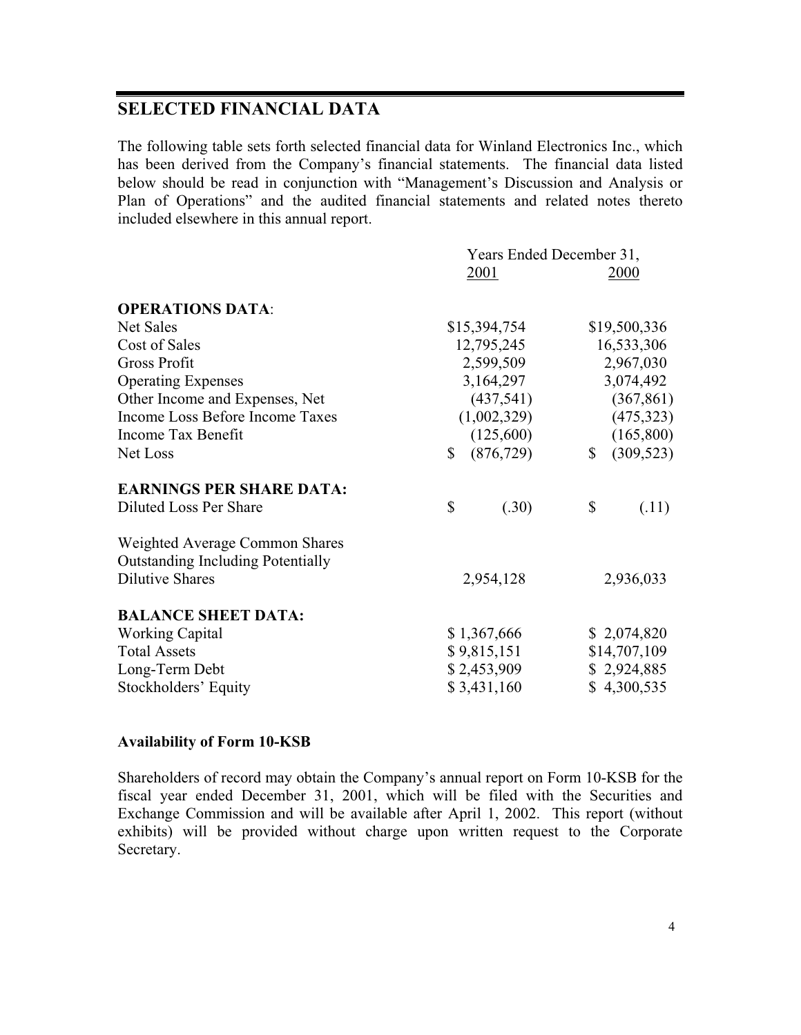## SELECTED FINANCIAL DATA

The following table sets forth selected financial data for Winland Electronics Inc., which has been derived from the Company's financial statements. The financial data listed below should be read in conjunction with "Management's Discussion and Analysis or Plan of Operations" and the audited financial statements and related notes thereto included elsewhere in this annual report.

| | Years Ended December 31, | |
|---|---|---|
| | 2001 | 2000 |
| **OPERATIONS DATA**: | | |
| Net Sales | $15,394,754 | $19,500,336 |
| Cost of Sales | 12,795,245 | 16,533,306 |
| Gross Profit | 2,599,509 | 2,967,030 |
| Operating Expenses | 3,164,297 | 3,074,492 |
| Other Income and Expenses, Net | (437,541) | (367,861) |
| Income Loss Before Income Taxes | (1,002,329) | (475,323) |
| Income Tax Benefit | (125,600) | (165,800) |
| Net Loss | $ (876,729) | $ (309,523) |
| **EARNINGS PER SHARE DATA:** | | |
| Diluted Loss Per Share | $ (.30) | $ (.11) |
| Weighted Average Common Shares Outstanding Including Potentially Dilutive Shares | 2,954,128 | 2,936,033 |
| **BALANCE SHEET DATA:** | | |
| Working Capital | $ 1,367,666 | $ 2,074,820 |
| Total Assets | $ 9,815,151 | $14,707,109 |
| Long-Term Debt | $ 2,453,909 | $ 2,924,885 |
| Stockholders' Equity | $ 3,431,160 | $ 4,300,535 |

**Availability of Form 10-KSB**

Shareholders of record may obtain the Company's annual report on Form 10-KSB for the fiscal year ended December 31, 2001, which will be filed with the Securities and Exchange Commission and will be available after April 1, 2002. This report (without exhibits) will be provided without charge upon written request to the Corporate Secretary.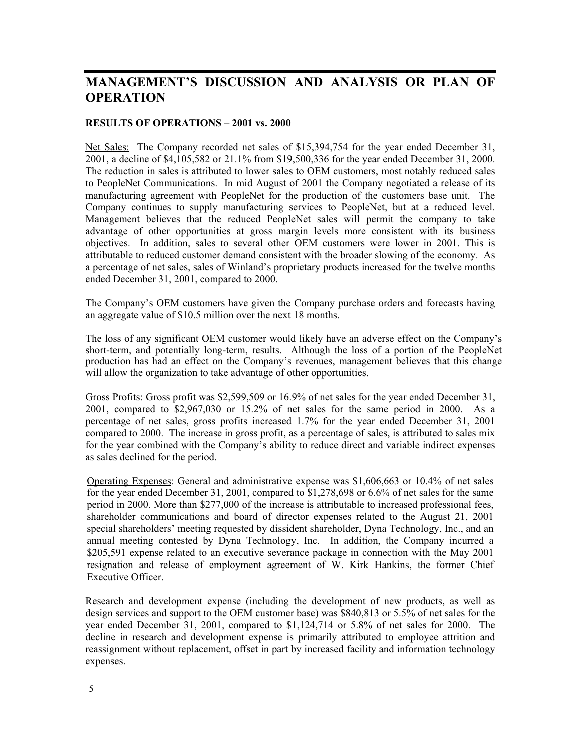# MANAGEMENT'S DISCUSSION AND ANALYSIS OR PLAN OF OPERATION

**RESULTS OF OPERATIONS – 2001 vs. 2000**

Net Sales: The Company recorded net sales of $15,394,754 for the year ended December 31, 2001, a decline of $4,105,582 or 21.1% from $19,500,336 for the year ended December 31, 2000. The reduction in sales is attributed to lower sales to OEM customers, most notably reduced sales to PeopleNet Communications. In mid August of 2001 the Company negotiated a release of its manufacturing agreement with PeopleNet for the production of the customers base unit. The Company continues to supply manufacturing services to PeopleNet, but at a reduced level. Management believes that the reduced PeopleNet sales will permit the company to take advantage of other opportunities at gross margin levels more consistent with its business objectives. In addition, sales to several other OEM customers were lower in 2001. This is attributable to reduced customer demand consistent with the broader slowing of the economy. As a percentage of net sales, sales of Winland's proprietary products increased for the twelve months ended December 31, 2001, compared to 2000.

The Company's OEM customers have given the Company purchase orders and forecasts having an aggregate value of $10.5 million over the next 18 months.

The loss of any significant OEM customer would likely have an adverse effect on the Company's short-term, and potentially long-term, results. Although the loss of a portion of the PeopleNet production has had an effect on the Company's revenues, management believes that this change will allow the organization to take advantage of other opportunities.

Gross Profits: Gross profit was $2,599,509 or 16.9% of net sales for the year ended December 31, 2001, compared to $2,967,030 or 15.2% of net sales for the same period in 2000. As a percentage of net sales, gross profits increased 1.7% for the year ended December 31, 2001 compared to 2000. The increase in gross profit, as a percentage of sales, is attributed to sales mix for the year combined with the Company's ability to reduce direct and variable indirect expenses as sales declined for the period.

Operating Expenses: General and administrative expense was $1,606,663 or 10.4% of net sales for the year ended December 31, 2001, compared to $1,278,698 or 6.6% of net sales for the same period in 2000. More than $277,000 of the increase is attributable to increased professional fees, shareholder communications and board of director expenses related to the August 21, 2001 special shareholders' meeting requested by dissident shareholder, Dyna Technology, Inc., and an annual meeting contested by Dyna Technology, Inc. In addition, the Company incurred a $205,591 expense related to an executive severance package in connection with the May 2001 resignation and release of employment agreement of W. Kirk Hankins, the former Chief Executive Officer.

Research and development expense (including the development of new products, as well as design services and support to the OEM customer base) was $840,813 or 5.5% of net sales for the year ended December 31, 2001, compared to $1,124,714 or 5.8% of net sales for 2000. The decline in research and development expense is primarily attributed to employee attrition and reassignment without replacement, offset in part by increased facility and information technology expenses.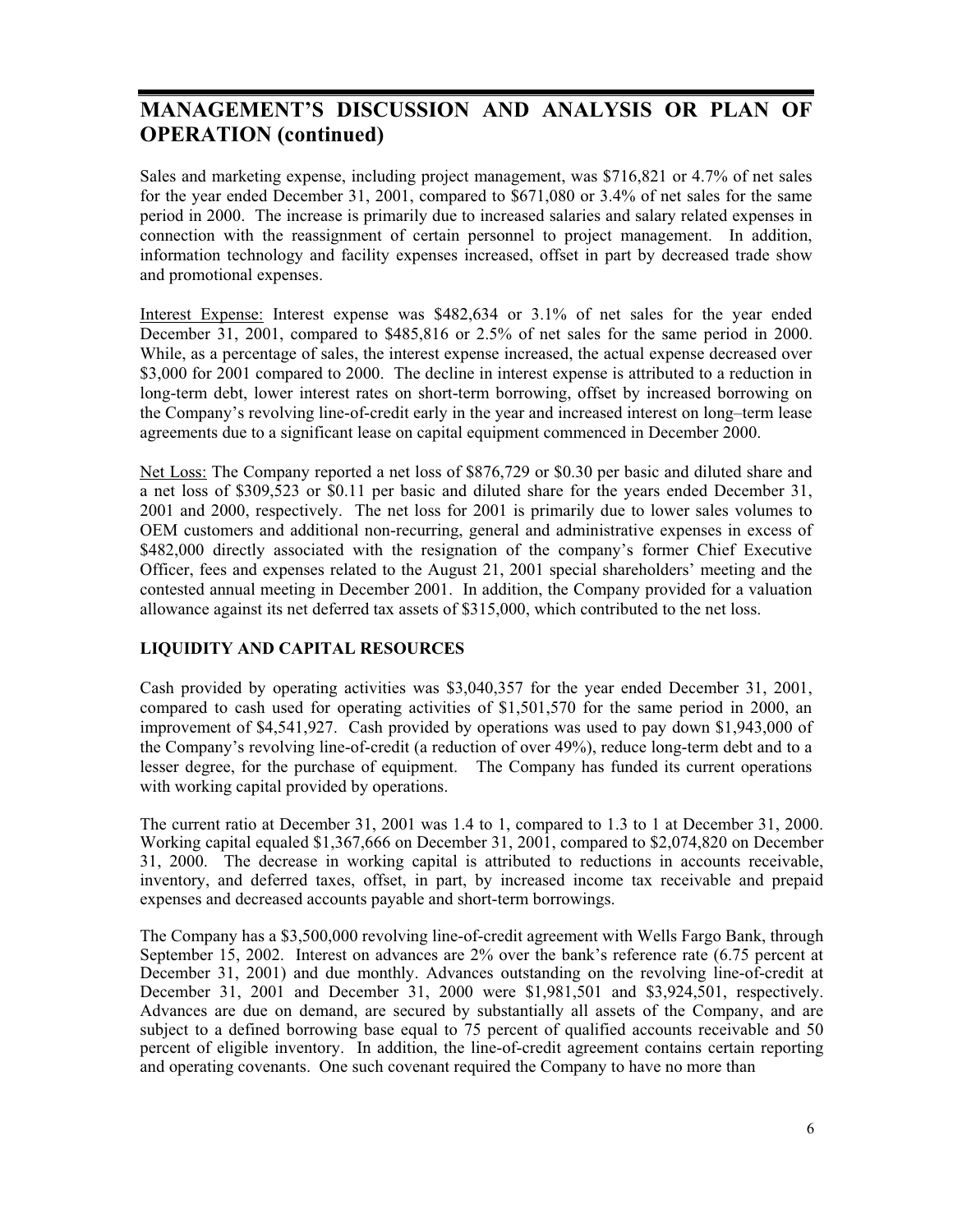## MANAGEMENT'S DISCUSSION AND ANALYSIS OR PLAN OF OPERATION (continued)

Sales and marketing expense, including project management, was $716,821 or 4.7% of net sales for the year ended December 31, 2001, compared to $671,080 or 3.4% of net sales for the same period in 2000. The increase is primarily due to increased salaries and salary related expenses in connection with the reassignment of certain personnel to project management. In addition, information technology and facility expenses increased, offset in part by decreased trade show and promotional expenses.

Interest Expense: Interest expense was $482,634 or 3.1% of net sales for the year ended December 31, 2001, compared to $485,816 or 2.5% of net sales for the same period in 2000. While, as a percentage of sales, the interest expense increased, the actual expense decreased over $3,000 for 2001 compared to 2000. The decline in interest expense is attributed to a reduction in long-term debt, lower interest rates on short-term borrowing, offset by increased borrowing on the Company's revolving line-of-credit early in the year and increased interest on long–term lease agreements due to a significant lease on capital equipment commenced in December 2000.

Net Loss: The Company reported a net loss of $876,729 or $0.30 per basic and diluted share and a net loss of $309,523 or $0.11 per basic and diluted share for the years ended December 31, 2001 and 2000, respectively. The net loss for 2001 is primarily due to lower sales volumes to OEM customers and additional non-recurring, general and administrative expenses in excess of $482,000 directly associated with the resignation of the company's former Chief Executive Officer, fees and expenses related to the August 21, 2001 special shareholders' meeting and the contested annual meeting in December 2001. In addition, the Company provided for a valuation allowance against its net deferred tax assets of $315,000, which contributed to the net loss.

### LIQUIDITY AND CAPITAL RESOURCES

Cash provided by operating activities was $3,040,357 for the year ended December 31, 2001, compared to cash used for operating activities of $1,501,570 for the same period in 2000, an improvement of $4,541,927. Cash provided by operations was used to pay down $1,943,000 of the Company's revolving line-of-credit (a reduction of over 49%), reduce long-term debt and to a lesser degree, for the purchase of equipment. The Company has funded its current operations with working capital provided by operations.

The current ratio at December 31, 2001 was 1.4 to 1, compared to 1.3 to 1 at December 31, 2000. Working capital equaled $1,367,666 on December 31, 2001, compared to $2,074,820 on December 31, 2000. The decrease in working capital is attributed to reductions in accounts receivable, inventory, and deferred taxes, offset, in part, by increased income tax receivable and prepaid expenses and decreased accounts payable and short-term borrowings.

The Company has a $3,500,000 revolving line-of-credit agreement with Wells Fargo Bank, through September 15, 2002. Interest on advances are 2% over the bank's reference rate (6.75 percent at December 31, 2001) and due monthly. Advances outstanding on the revolving line-of-credit at December 31, 2001 and December 31, 2000 were $1,981,501 and $3,924,501, respectively. Advances are due on demand, are secured by substantially all assets of the Company, and are subject to a defined borrowing base equal to 75 percent of qualified accounts receivable and 50 percent of eligible inventory. In addition, the line-of-credit agreement contains certain reporting and operating covenants. One such covenant required the Company to have no more than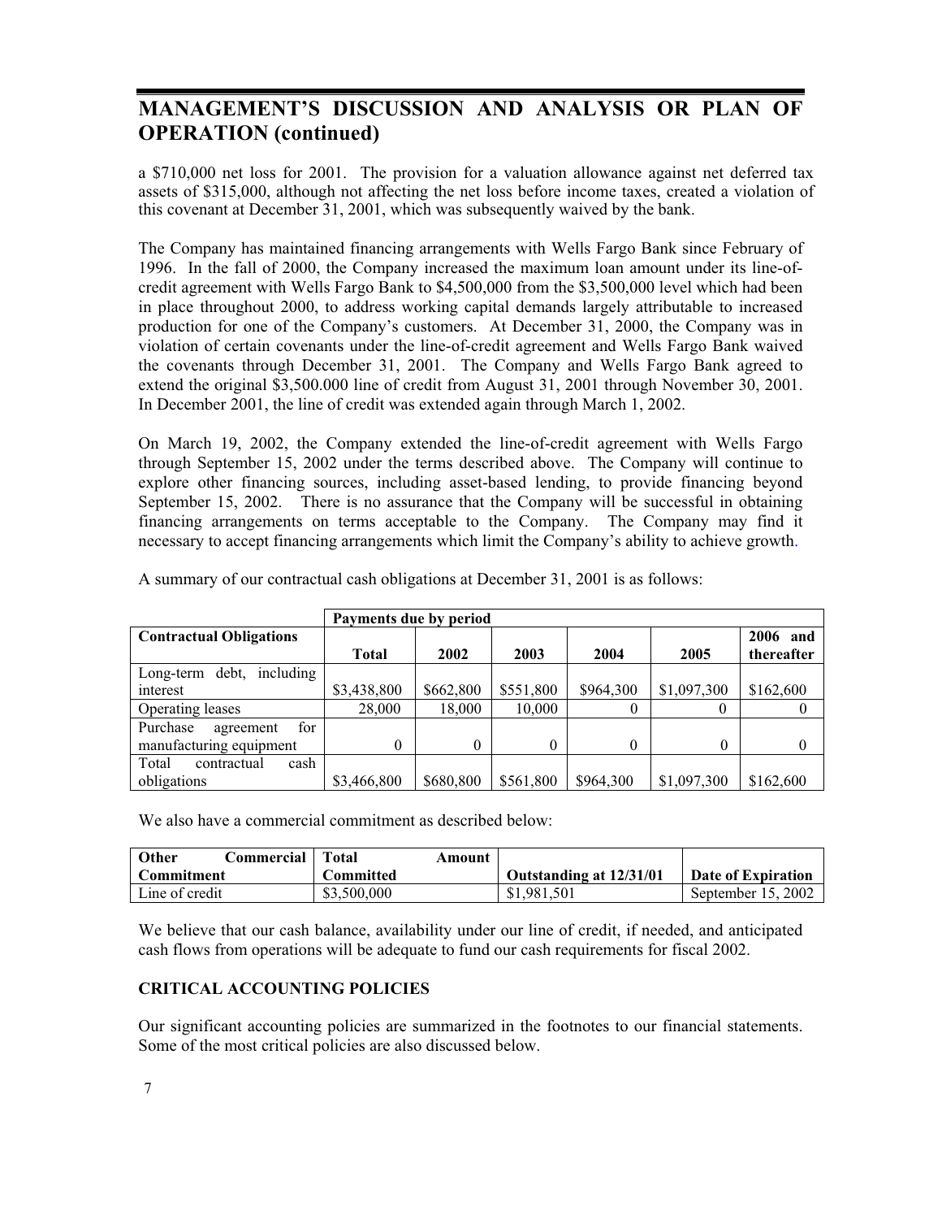## MANAGEMENT'S DISCUSSION AND ANALYSIS OR PLAN OF OPERATION (continued)

a $710,000 net loss for 2001. The provision for a valuation allowance against net deferred tax assets of $315,000, although not affecting the net loss before income taxes, created a violation of this covenant at December 31, 2001, which was subsequently waived by the bank.

The Company has maintained financing arrangements with Wells Fargo Bank since February of 1996. In the fall of 2000, the Company increased the maximum loan amount under its line-of-credit agreement with Wells Fargo Bank to $4,500,000 from the $3,500,000 level which had been in place throughout 2000, to address working capital demands largely attributable to increased production for one of the Company's customers. At December 31, 2000, the Company was in violation of certain covenants under the line-of-credit agreement and Wells Fargo Bank waived the covenants through December 31, 2001. The Company and Wells Fargo Bank agreed to extend the original $3,500.000 line of credit from August 31, 2001 through November 30, 2001. In December 2001, the line of credit was extended again through March 1, 2002.

On March 19, 2002, the Company extended the line-of-credit agreement with Wells Fargo through September 15, 2002 under the terms described above. The Company will continue to explore other financing sources, including asset-based lending, to provide financing beyond September 15, 2002. There is no assurance that the Company will be successful in obtaining financing arrangements on terms acceptable to the Company. The Company may find it necessary to accept financing arrangements which limit the Company's ability to achieve growth.

A summary of our contractual cash obligations at December 31, 2001 is as follows:

| | Payments due by period | | | | | |
|---|---|---|---|---|---|---|
| **Contractual Obligations** | **Total** | **2002** | **2003** | **2004** | **2005** | **2006 and thereafter** |
| Long-term debt, including interest | $3,438,800 | $662,800 | $551,800 | $964,300 | $1,097,300 | $162,600 |
| Operating leases | 28,000 | 18,000 | 10,000 | 0 | 0 | 0 |
| Purchase agreement for manufacturing equipment | 0 | 0 | 0 | 0 | 0 | 0 |
| Total contractual cash obligations | $3,466,800 | $680,800 | $561,800 | $964,300 | $1,097,300 | $162,600 |

We also have a commercial commitment as described below:

| Other Commercial Commitment | Total Amount Committed | Outstanding at 12/31/01 | Date of Expiration |
|---|---|---|---|
| Line of credit | $3,500,000 | $1,981,501 | September 15, 2002 |

We believe that our cash balance, availability under our line of credit, if needed, and anticipated cash flows from operations will be adequate to fund our cash requirements for fiscal 2002.

### CRITICAL ACCOUNTING POLICIES

Our significant accounting policies are summarized in the footnotes to our financial statements. Some of the most critical policies are also discussed below.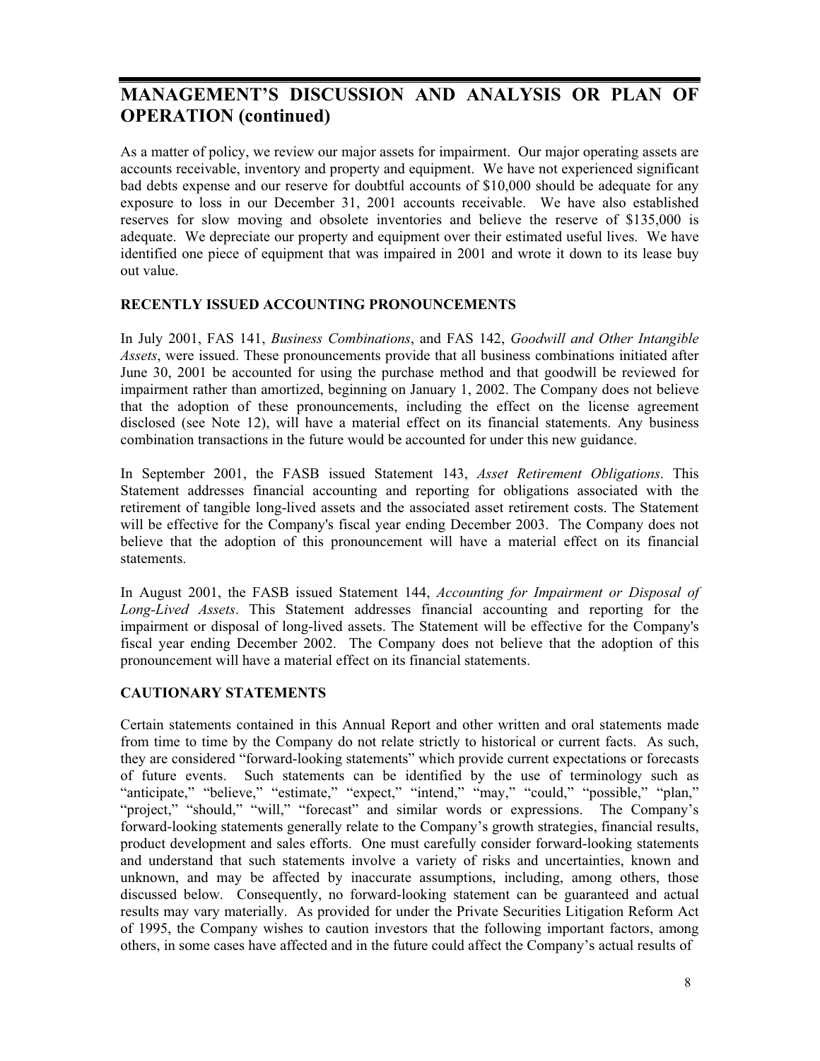## MANAGEMENT'S DISCUSSION AND ANALYSIS OR PLAN OF OPERATION (continued)

As a matter of policy, we review our major assets for impairment. Our major operating assets are accounts receivable, inventory and property and equipment. We have not experienced significant bad debts expense and our reserve for doubtful accounts of $10,000 should be adequate for any exposure to loss in our December 31, 2001 accounts receivable. We have also established reserves for slow moving and obsolete inventories and believe the reserve of $135,000 is adequate. We depreciate our property and equipment over their estimated useful lives. We have identified one piece of equipment that was impaired in 2001 and wrote it down to its lease buy out value.

### RECENTLY ISSUED ACCOUNTING PRONOUNCEMENTS

In July 2001, FAS 141, *Business Combinations*, and FAS 142, *Goodwill and Other Intangible Assets*, were issued. These pronouncements provide that all business combinations initiated after June 30, 2001 be accounted for using the purchase method and that goodwill be reviewed for impairment rather than amortized, beginning on January 1, 2002. The Company does not believe that the adoption of these pronouncements, including the effect on the license agreement disclosed (see Note 12), will have a material effect on its financial statements. Any business combination transactions in the future would be accounted for under this new guidance.

In September 2001, the FASB issued Statement 143, *Asset Retirement Obligations*. This Statement addresses financial accounting and reporting for obligations associated with the retirement of tangible long-lived assets and the associated asset retirement costs. The Statement will be effective for the Company's fiscal year ending December 2003. The Company does not believe that the adoption of this pronouncement will have a material effect on its financial statements.

In August 2001, the FASB issued Statement 144, *Accounting for Impairment or Disposal of Long-Lived Assets*. This Statement addresses financial accounting and reporting for the impairment or disposal of long-lived assets. The Statement will be effective for the Company's fiscal year ending December 2002. The Company does not believe that the adoption of this pronouncement will have a material effect on its financial statements.

### CAUTIONARY STATEMENTS

Certain statements contained in this Annual Report and other written and oral statements made from time to time by the Company do not relate strictly to historical or current facts. As such, they are considered "forward-looking statements" which provide current expectations or forecasts of future events. Such statements can be identified by the use of terminology such as "anticipate," "believe," "estimate," "expect," "intend," "may," "could," "possible," "plan," "project," "should," "will," "forecast" and similar words or expressions. The Company's forward-looking statements generally relate to the Company's growth strategies, financial results, product development and sales efforts. One must carefully consider forward-looking statements and understand that such statements involve a variety of risks and uncertainties, known and unknown, and may be affected by inaccurate assumptions, including, among others, those discussed below. Consequently, no forward-looking statement can be guaranteed and actual results may vary materially. As provided for under the Private Securities Litigation Reform Act of 1995, the Company wishes to caution investors that the following important factors, among others, in some cases have affected and in the future could affect the Company's actual results of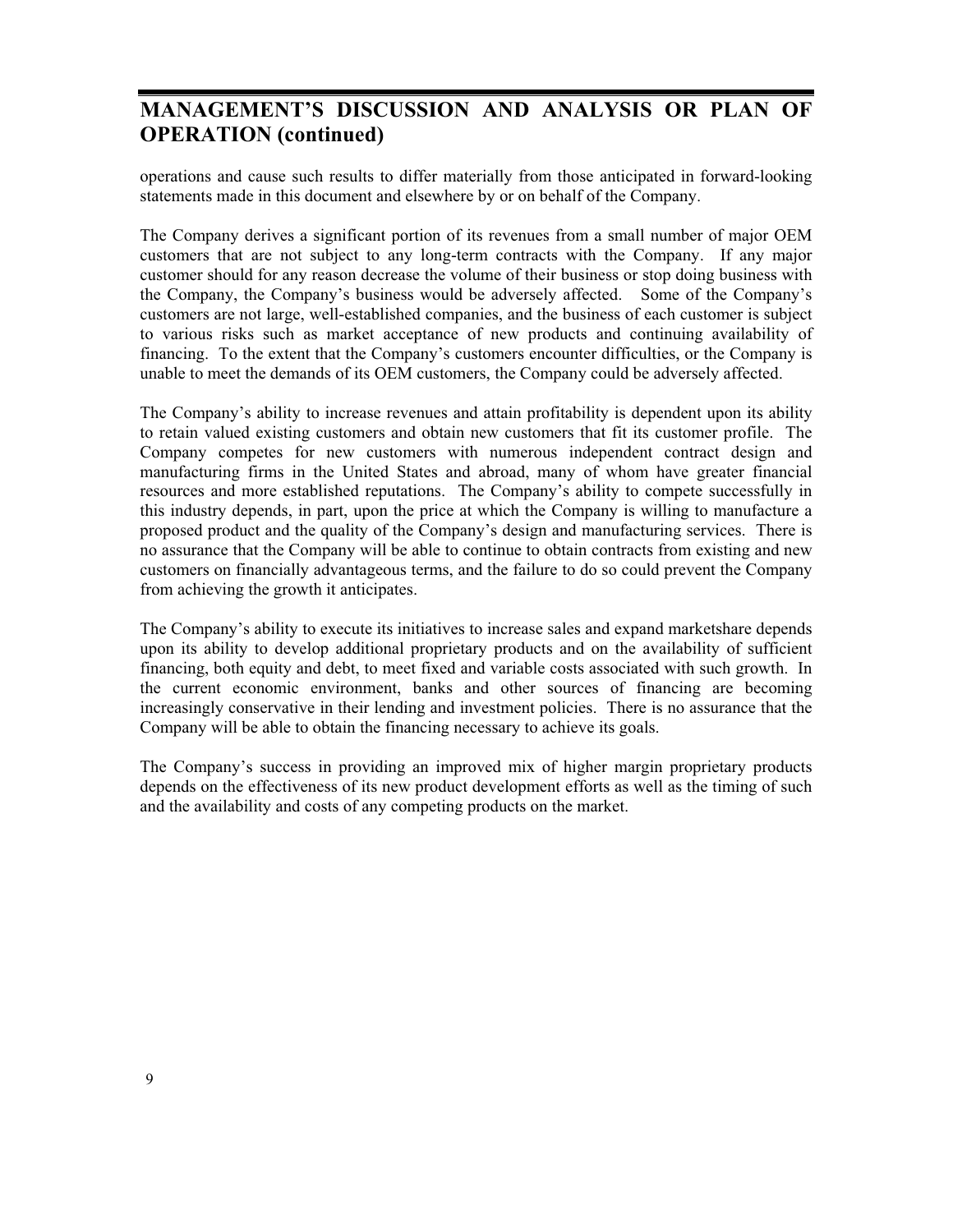## MANAGEMENT'S DISCUSSION AND ANALYSIS OR PLAN OF OPERATION (continued)

operations and cause such results to differ materially from those anticipated in forward-looking statements made in this document and elsewhere by or on behalf of the Company.

The Company derives a significant portion of its revenues from a small number of major OEM customers that are not subject to any long-term contracts with the Company. If any major customer should for any reason decrease the volume of their business or stop doing business with the Company, the Company's business would be adversely affected. Some of the Company's customers are not large, well-established companies, and the business of each customer is subject to various risks such as market acceptance of new products and continuing availability of financing. To the extent that the Company's customers encounter difficulties, or the Company is unable to meet the demands of its OEM customers, the Company could be adversely affected.

The Company's ability to increase revenues and attain profitability is dependent upon its ability to retain valued existing customers and obtain new customers that fit its customer profile. The Company competes for new customers with numerous independent contract design and manufacturing firms in the United States and abroad, many of whom have greater financial resources and more established reputations. The Company's ability to compete successfully in this industry depends, in part, upon the price at which the Company is willing to manufacture a proposed product and the quality of the Company's design and manufacturing services. There is no assurance that the Company will be able to continue to obtain contracts from existing and new customers on financially advantageous terms, and the failure to do so could prevent the Company from achieving the growth it anticipates.

The Company's ability to execute its initiatives to increase sales and expand marketshare depends upon its ability to develop additional proprietary products and on the availability of sufficient financing, both equity and debt, to meet fixed and variable costs associated with such growth. In the current economic environment, banks and other sources of financing are becoming increasingly conservative in their lending and investment policies. There is no assurance that the Company will be able to obtain the financing necessary to achieve its goals.

The Company's success in providing an improved mix of higher margin proprietary products depends on the effectiveness of its new product development efforts as well as the timing of such and the availability and costs of any competing products on the market.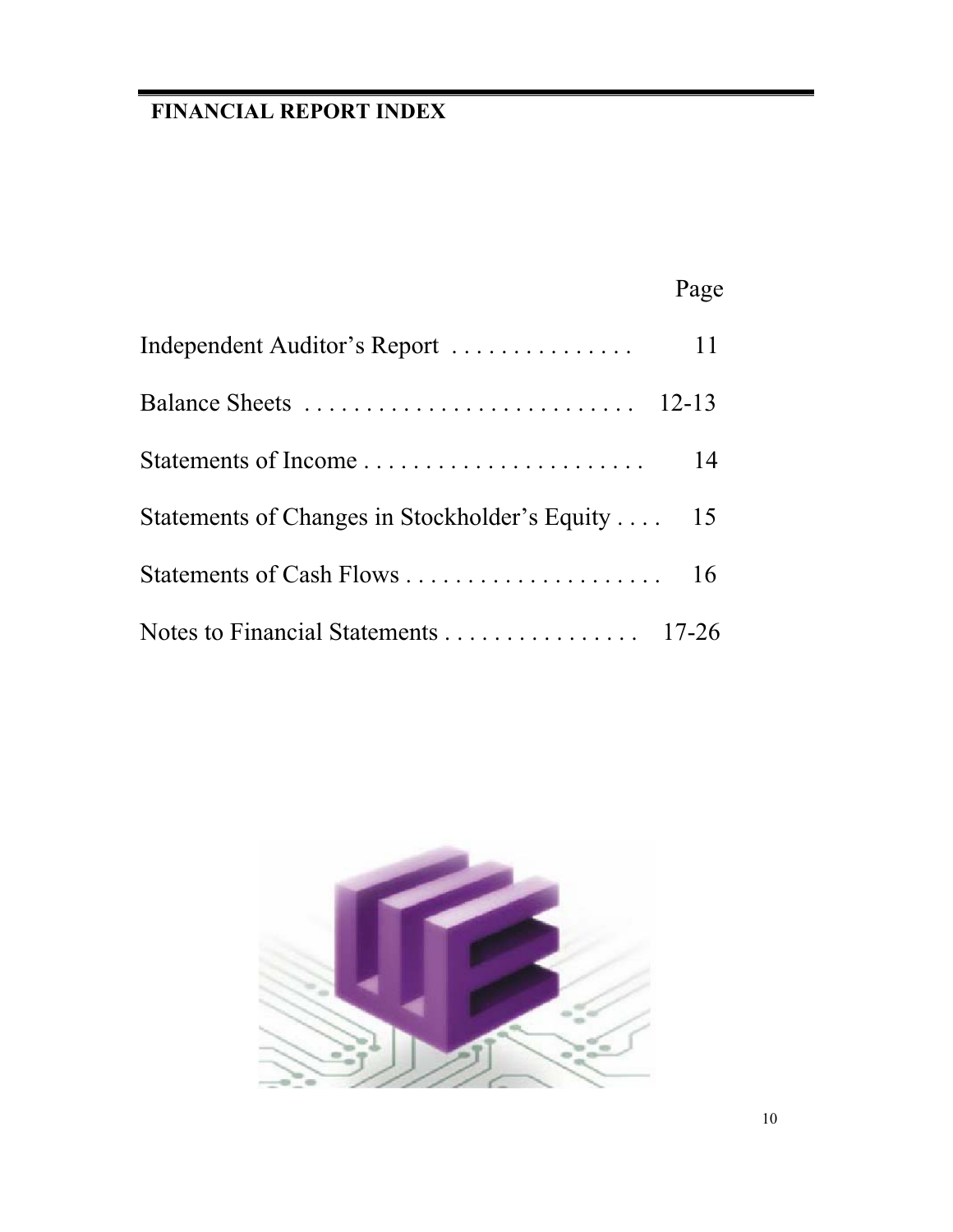## FINANCIAL REPORT INDEX

| | Page |
|---|---|
| Independent Auditor's Report | 11 |
| Balance Sheets | 12-13 |
| Statements of Income | 14 |
| Statements of Changes in Stockholder's Equity | 15 |
| Statements of Cash Flows | 16 |
| Notes to Financial Statements | 17-26 |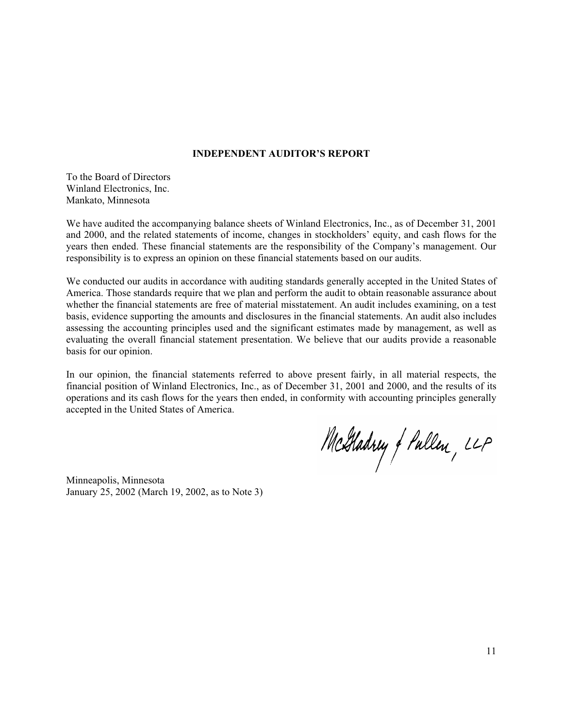## INDEPENDENT AUDITOR'S REPORT

To the Board of Directors
Winland Electronics, Inc.
Mankato, Minnesota

We have audited the accompanying balance sheets of Winland Electronics, Inc., as of December 31, 2001 and 2000, and the related statements of income, changes in stockholders' equity, and cash flows for the years then ended. These financial statements are the responsibility of the Company's management. Our responsibility is to express an opinion on these financial statements based on our audits.

We conducted our audits in accordance with auditing standards generally accepted in the United States of America. Those standards require that we plan and perform the audit to obtain reasonable assurance about whether the financial statements are free of material misstatement. An audit includes examining, on a test basis, evidence supporting the amounts and disclosures in the financial statements. An audit also includes assessing the accounting principles used and the significant estimates made by management, as well as evaluating the overall financial statement presentation. We believe that our audits provide a reasonable basis for our opinion.

In our opinion, the financial statements referred to above present fairly, in all material respects, the financial position of Winland Electronics, Inc., as of December 31, 2001 and 2000, and the results of its operations and its cash flows for the years then ended, in conformity with accounting principles generally accepted in the United States of America.

McGladrey & Pullen, LLP

Minneapolis, Minnesota
January 25, 2002 (March 19, 2002, as to Note 3)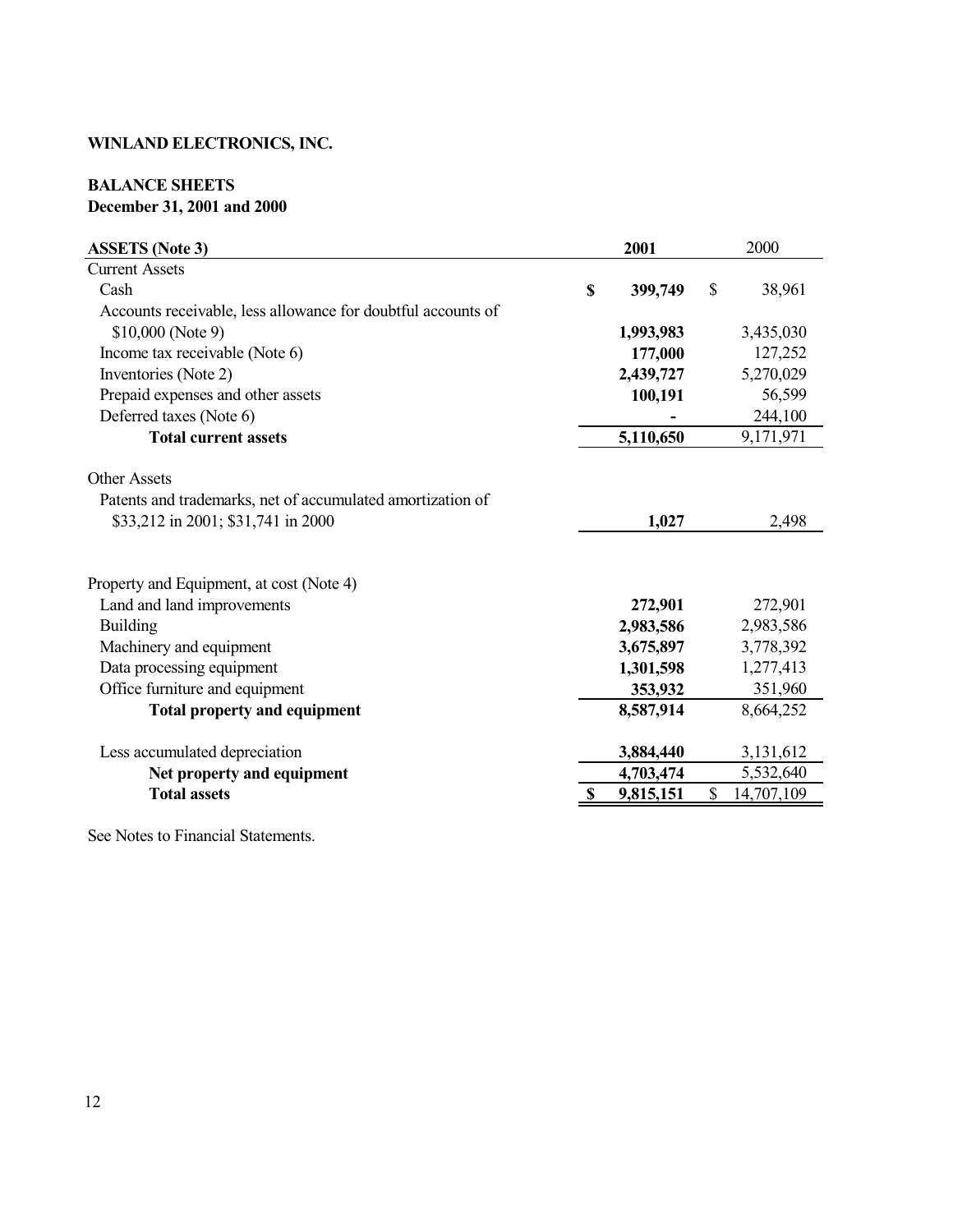**WINLAND ELECTRONICS, INC.**

**BALANCE SHEETS**
**December 31, 2001 and 2000**

| **ASSETS (Note 3)** | **2001** | 2000 |
|---|---|---|
| Current Assets | | |
| Cash | **$ 399,749** | $ 38,961 |
| Accounts receivable, less allowance for doubtful accounts of $10,000 (Note 9) | **1,993,983** | 3,435,030 |
| Income tax receivable (Note 6) | **177,000** | 127,252 |
| Inventories (Note 2) | **2,439,727** | 5,270,029 |
| Prepaid expenses and other assets | **100,191** | 56,599 |
| Deferred taxes (Note 6) | **-** | 244,100 |
| **Total current assets** | **5,110,650** | 9,171,971 |
| | | |
| Other Assets | | |
| Patents and trademarks, net of accumulated amortization of $33,212 in 2001; $31,741 in 2000 | **1,027** | 2,498 |
| | | |
| Property and Equipment, at cost (Note 4) | | |
| Land and land improvements | **272,901** | 272,901 |
| Building | **2,983,586** | 2,983,586 |
| Machinery and equipment | **3,675,897** | 3,778,392 |
| Data processing equipment | **1,301,598** | 1,277,413 |
| Office furniture and equipment | **353,932** | 351,960 |
| **Total property and equipment** | **8,587,914** | 8,664,252 |
| | | |
| Less accumulated depreciation | **3,884,440** | 3,131,612 |
| **Net property and equipment** | **4,703,474** | 5,532,640 |
| **Total assets** | **$ 9,815,151** | $ 14,707,109 |

See Notes to Financial Statements.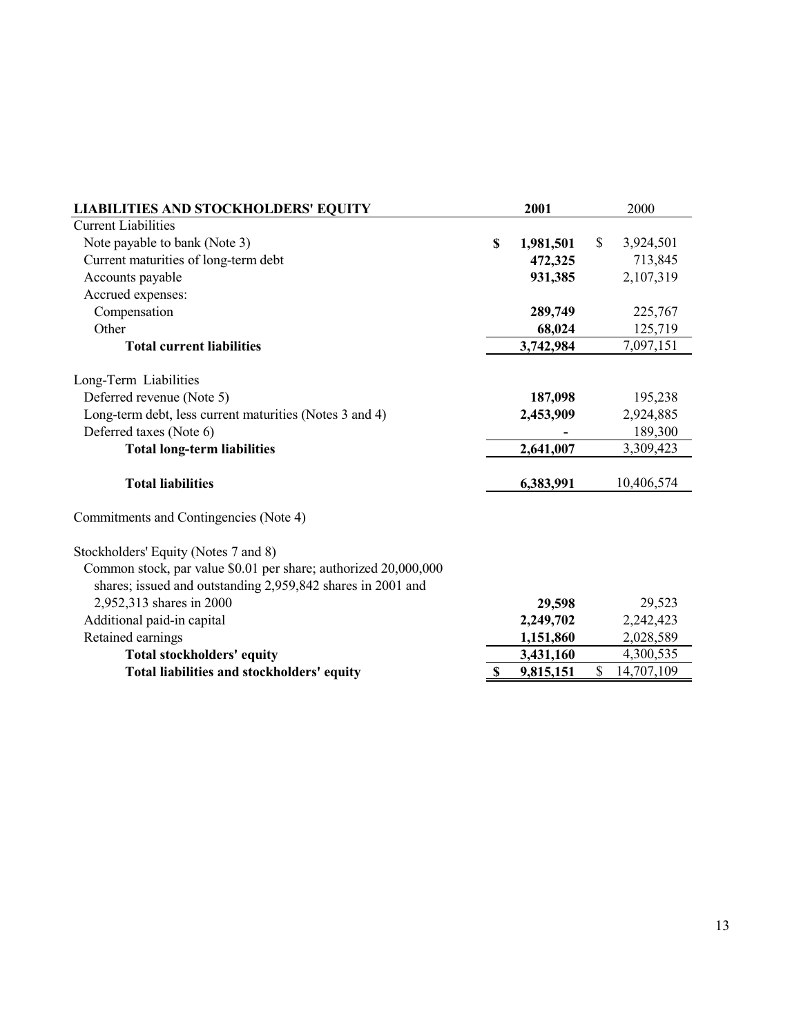| LIABILITIES AND STOCKHOLDERS' EQUITY | 2001 | 2000 |
|---|---|---|
| Current Liabilities | | |
| Note payable to bank (Note 3) | $ 1,981,501 | $ 3,924,501 |
| Current maturities of long-term debt | 472,325 | 713,845 |
| Accounts payable | 931,385 | 2,107,319 |
| Accrued expenses: | | |
| Compensation | 289,749 | 225,767 |
| Other | 68,024 | 125,719 |
| **Total current liabilities** | 3,742,984 | 7,097,151 |
| | | |
| Long-Term Liabilities | | |
| Deferred revenue (Note 5) | 187,098 | 195,238 |
| Long-term debt, less current maturities (Notes 3 and 4) | 2,453,909 | 2,924,885 |
| Deferred taxes (Note 6) | - | 189,300 |
| **Total long-term liabilities** | 2,641,007 | 3,309,423 |
| | | |
| **Total liabilities** | 6,383,991 | 10,406,574 |
| | | |
| Commitments and Contingencies (Note 4) | | |
| | | |
| Stockholders' Equity (Notes 7 and 8) | | |
| Common stock, par value $0.01 per share; authorized 20,000,000 shares; issued and outstanding 2,959,842 shares in 2001 and 2,952,313 shares in 2000 | 29,598 | 29,523 |
| Additional paid-in capital | 2,249,702 | 2,242,423 |
| Retained earnings | 1,151,860 | 2,028,589 |
| **Total stockholders' equity** | 3,431,160 | 4,300,535 |
| **Total liabilities and stockholders' equity** | $ 9,815,151 | $ 14,707,109 |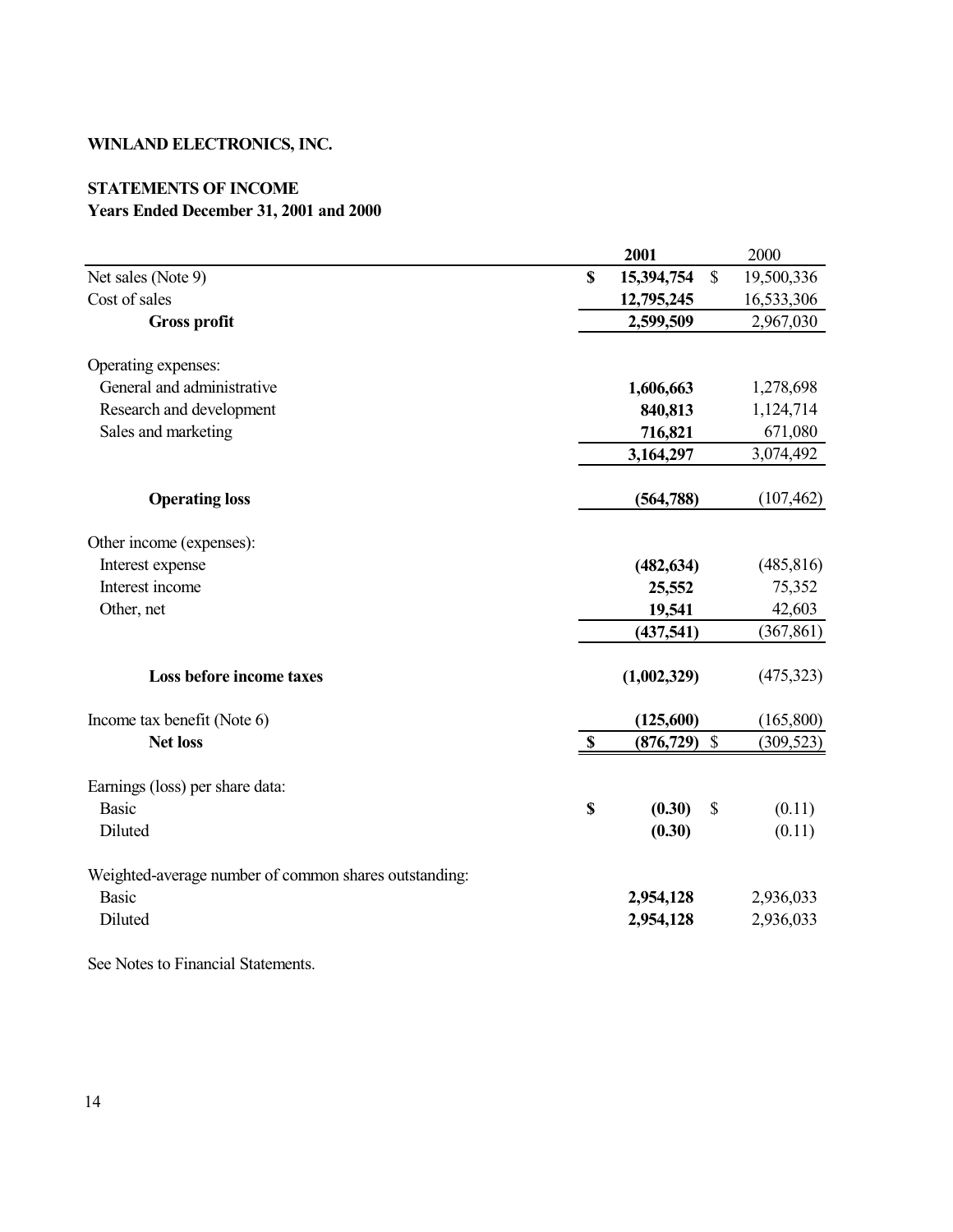**WINLAND ELECTRONICS, INC.**

**STATEMENTS OF INCOME**
**Years Ended December 31, 2001 and 2000**

| | **2001** | 2000 |
|---|---|---|
| Net sales (Note 9) | **$ 15,394,754** | $ 19,500,336 |
| Cost of sales | **12,795,245** | 16,533,306 |
| **Gross profit** | **2,599,509** | 2,967,030 |
| | | |
| Operating expenses: | | |
| General and administrative | **1,606,663** | 1,278,698 |
| Research and development | **840,813** | 1,124,714 |
| Sales and marketing | **716,821** | 671,080 |
| | **3,164,297** | 3,074,492 |
| | | |
| **Operating loss** | **(564,788)** | (107,462) |
| | | |
| Other income (expenses): | | |
| Interest expense | **(482,634)** | (485,816) |
| Interest income | **25,552** | 75,352 |
| Other, net | **19,541** | 42,603 |
| | **(437,541)** | (367,861) |
| | | |
| **Loss before income taxes** | **(1,002,329)** | (475,323) |
| | | |
| Income tax benefit (Note 6) | **(125,600)** | (165,800) |
| **Net loss** | **$ (876,729)** | $ (309,523) |
| | | |
| Earnings (loss) per share data: | | |
| Basic | **$ (0.30)** | $ (0.11) |
| Diluted | **(0.30)** | (0.11) |
| | | |
| Weighted-average number of common shares outstanding: | | |
| Basic | **2,954,128** | 2,936,033 |
| Diluted | **2,954,128** | 2,936,033 |

See Notes to Financial Statements.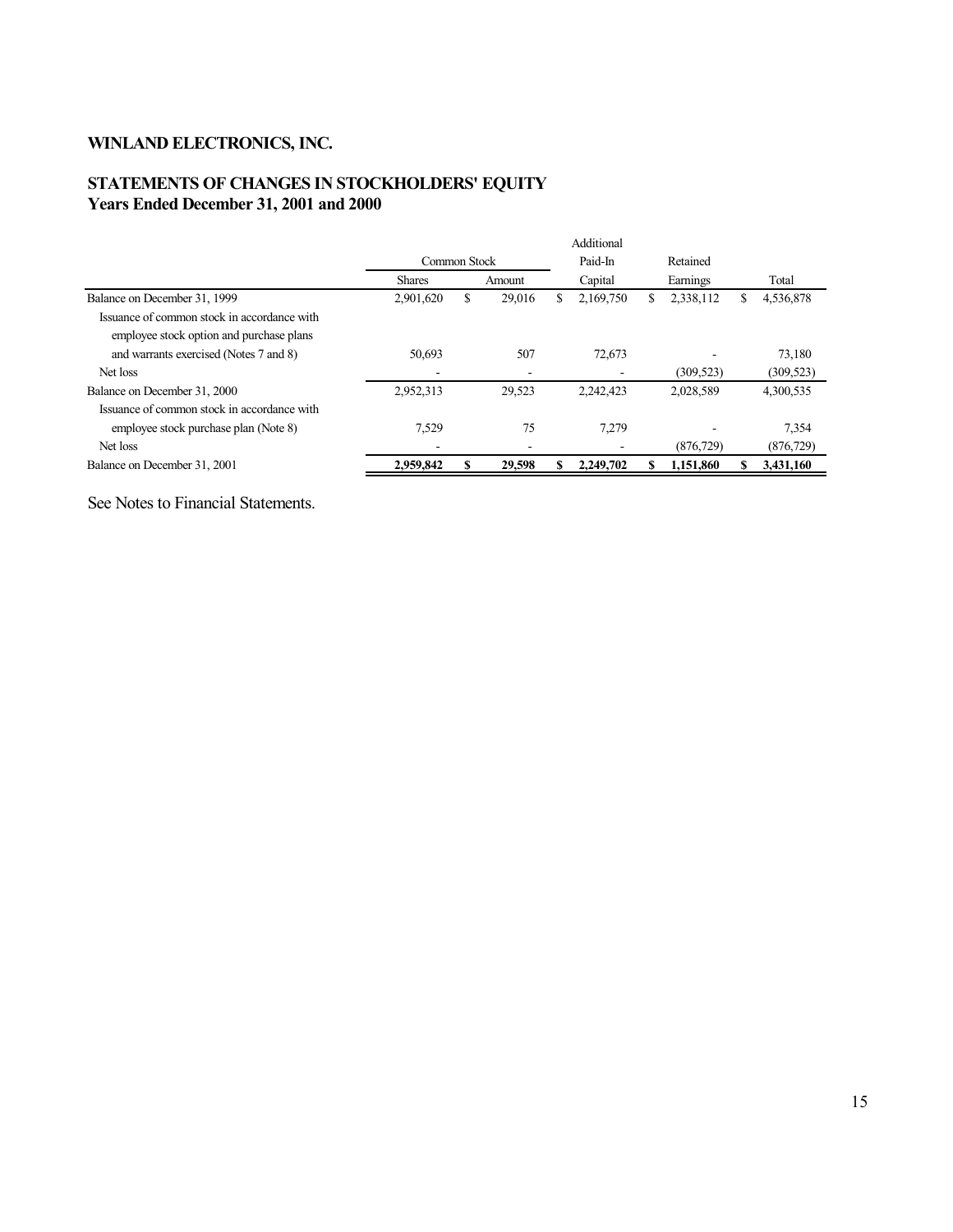# WINLAND ELECTRONICS, INC.

## STATEMENTS OF CHANGES IN STOCKHOLDERS' EQUITY
## Years Ended December 31, 2001 and 2000

| | Common Stock | | Additional Paid-In | Retained | |
|---|---|---|---|---|---|
| | Shares | Amount | Capital | Earnings | Total |
| Balance on December 31, 1999 | 2,901,620 | $ 29,016 | $ 2,169,750 | $ 2,338,112 | $ 4,536,878 |
| Issuance of common stock in accordance with employee stock option and purchase plans and warrants exercised (Notes 7 and 8) | 50,693 | 507 | 72,673 | - | 73,180 |
| Net loss | - | - | - | (309,523) | (309,523) |
| Balance on December 31, 2000 | 2,952,313 | 29,523 | 2,242,423 | 2,028,589 | 4,300,535 |
| Issuance of common stock in accordance with employee stock purchase plan (Note 8) | 7,529 | 75 | 7,279 | - | 7,354 |
| Net loss | - | - | - | (876,729) | (876,729) |
| Balance on December 31, 2001 | **2,959,842** | **$ 29,598** | **$ 2,249,702** | **$ 1,151,860** | **$ 3,431,160** |

See Notes to Financial Statements.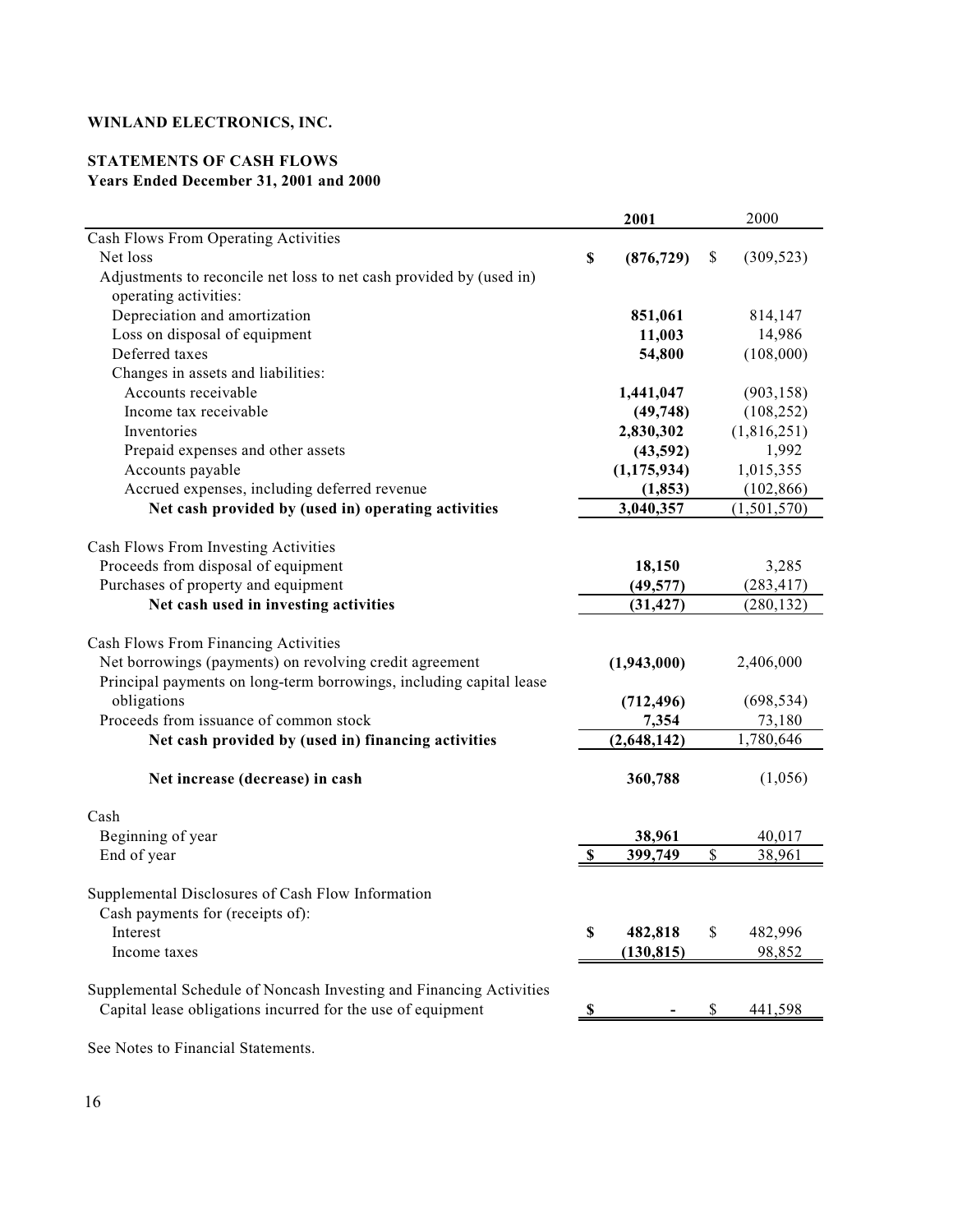**WINLAND ELECTRONICS, INC.**

**STATEMENTS OF CASH FLOWS**
**Years Ended December 31, 2001 and 2000**

| | 2001 | 2000 |
|---|---|---|
| Cash Flows From Operating Activities | | |
| Net loss | **$ (876,729)** | $ (309,523) |
| Adjustments to reconcile net loss to net cash provided by (used in) operating activities: | | |
| Depreciation and amortization | **851,061** | 814,147 |
| Loss on disposal of equipment | **11,003** | 14,986 |
| Deferred taxes | **54,800** | (108,000) |
| Changes in assets and liabilities: | | |
| Accounts receivable | **1,441,047** | (903,158) |
| Income tax receivable | **(49,748)** | (108,252) |
| Inventories | **2,830,302** | (1,816,251) |
| Prepaid expenses and other assets | **(43,592)** | 1,992 |
| Accounts payable | **(1,175,934)** | 1,015,355 |
| Accrued expenses, including deferred revenue | **(1,853)** | (102,866) |
| **Net cash provided by (used in) operating activities** | **3,040,357** | (1,501,570) |
| | | |
| Cash Flows From Investing Activities | | |
| Proceeds from disposal of equipment | **18,150** | 3,285 |
| Purchases of property and equipment | **(49,577)** | (283,417) |
| **Net cash used in investing activities** | **(31,427)** | (280,132) |
| | | |
| Cash Flows From Financing Activities | | |
| Net borrowings (payments) on revolving credit agreement | **(1,943,000)** | 2,406,000 |
| Principal payments on long-term borrowings, including capital lease obligations | **(712,496)** | (698,534) |
| Proceeds from issuance of common stock | **7,354** | 73,180 |
| **Net cash provided by (used in) financing activities** | **(2,648,142)** | 1,780,646 |
| | | |
| **Net increase (decrease) in cash** | **360,788** | (1,056) |
| | | |
| Cash | | |
| Beginning of year | **38,961** | 40,017 |
| End of year | **$ 399,749** | $ 38,961 |
| | | |
| Supplemental Disclosures of Cash Flow Information | | |
| Cash payments for (receipts of): | | |
| Interest | **$ 482,818** | $ 482,996 |
| Income taxes | **(130,815)** | 98,852 |
| | | |
| Supplemental Schedule of Noncash Investing and Financing Activities | | |
| Capital lease obligations incurred for the use of equipment | **$ -** | $ 441,598 |

See Notes to Financial Statements.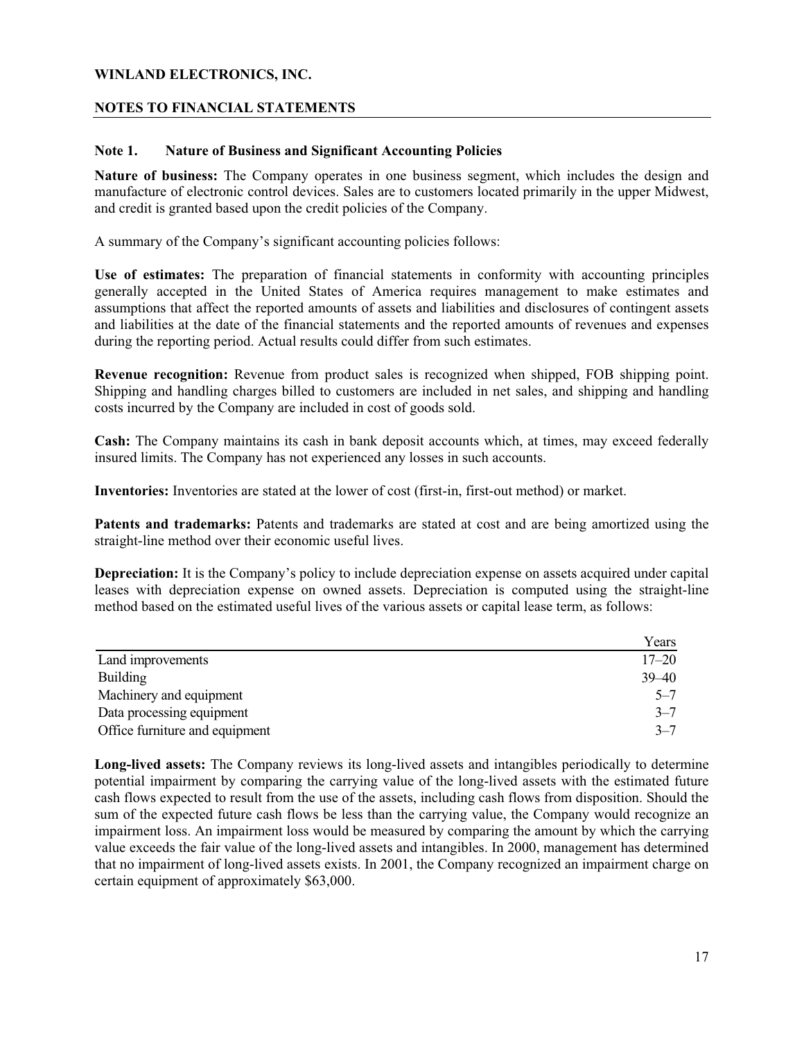**WINLAND ELECTRONICS, INC.**

**NOTES TO FINANCIAL STATEMENTS**

### Note 1. Nature of Business and Significant Accounting Policies

**Nature of business:** The Company operates in one business segment, which includes the design and manufacture of electronic control devices. Sales are to customers located primarily in the upper Midwest, and credit is granted based upon the credit policies of the Company.

A summary of the Company's significant accounting policies follows:

**Use of estimates:** The preparation of financial statements in conformity with accounting principles generally accepted in the United States of America requires management to make estimates and assumptions that affect the reported amounts of assets and liabilities and disclosures of contingent assets and liabilities at the date of the financial statements and the reported amounts of revenues and expenses during the reporting period. Actual results could differ from such estimates.

**Revenue recognition:** Revenue from product sales is recognized when shipped, FOB shipping point. Shipping and handling charges billed to customers are included in net sales, and shipping and handling costs incurred by the Company are included in cost of goods sold.

**Cash:** The Company maintains its cash in bank deposit accounts which, at times, may exceed federally insured limits. The Company has not experienced any losses in such accounts.

**Inventories:** Inventories are stated at the lower of cost (first-in, first-out method) or market.

**Patents and trademarks:** Patents and trademarks are stated at cost and are being amortized using the straight-line method over their economic useful lives.

**Depreciation:** It is the Company's policy to include depreciation expense on assets acquired under capital leases with depreciation expense on owned assets. Depreciation is computed using the straight-line method based on the estimated useful lives of the various assets or capital lease term, as follows:

| | Years |
|---|---|
| Land improvements | 17–20 |
| Building | 39–40 |
| Machinery and equipment | 5–7 |
| Data processing equipment | 3–7 |
| Office furniture and equipment | 3–7 |

**Long-lived assets:** The Company reviews its long-lived assets and intangibles periodically to determine potential impairment by comparing the carrying value of the long-lived assets with the estimated future cash flows expected to result from the use of the assets, including cash flows from disposition. Should the sum of the expected future cash flows be less than the carrying value, the Company would recognize an impairment loss. An impairment loss would be measured by comparing the amount by which the carrying value exceeds the fair value of the long-lived assets and intangibles. In 2000, management has determined that no impairment of long-lived assets exists. In 2001, the Company recognized an impairment charge on certain equipment of approximately $63,000.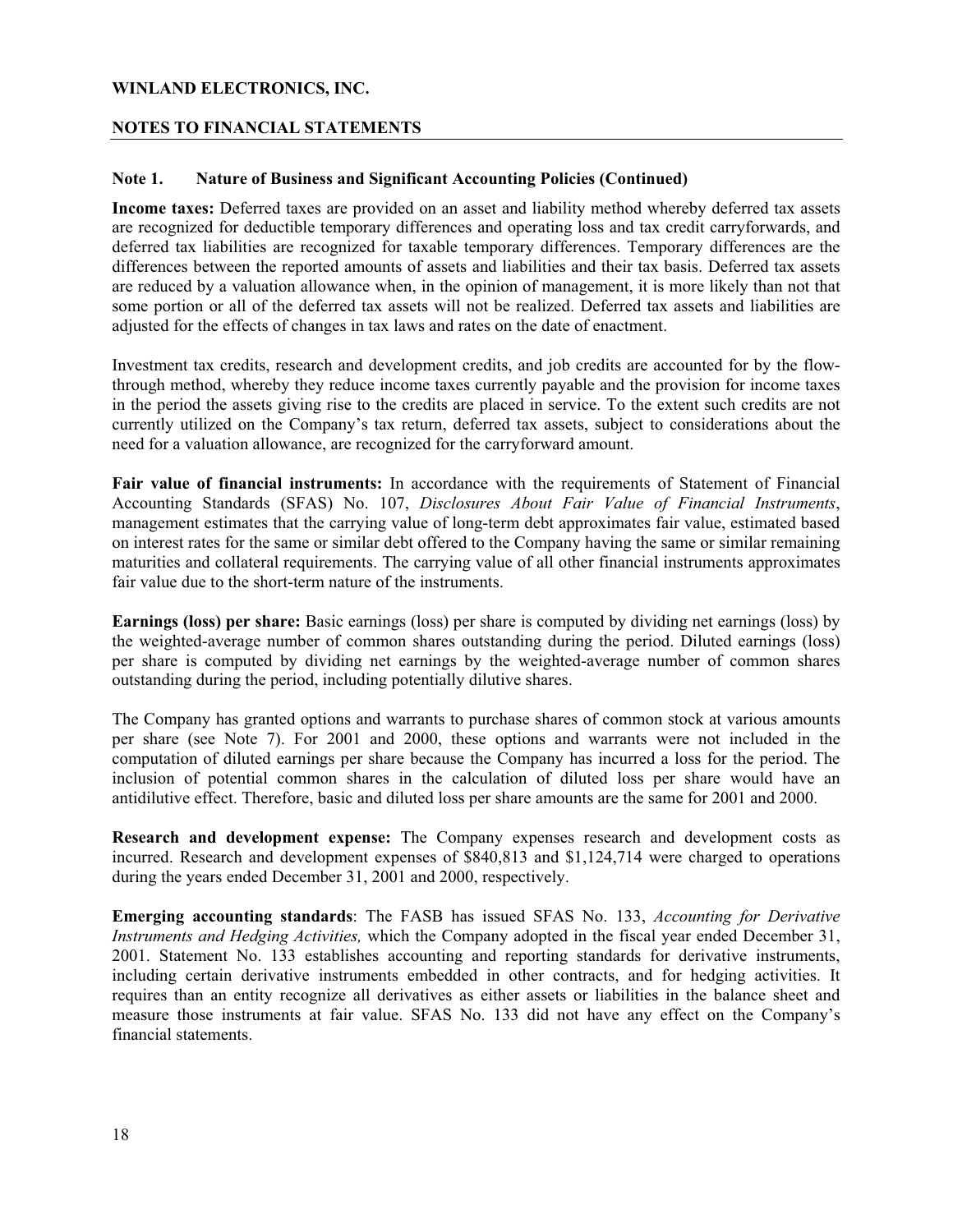# WINLAND ELECTRONICS, INC.

## NOTES TO FINANCIAL STATEMENTS

### Note 1. Nature of Business and Significant Accounting Policies (Continued)

**Income taxes:** Deferred taxes are provided on an asset and liability method whereby deferred tax assets are recognized for deductible temporary differences and operating loss and tax credit carryforwards, and deferred tax liabilities are recognized for taxable temporary differences. Temporary differences are the differences between the reported amounts of assets and liabilities and their tax basis. Deferred tax assets are reduced by a valuation allowance when, in the opinion of management, it is more likely than not that some portion or all of the deferred tax assets will not be realized. Deferred tax assets and liabilities are adjusted for the effects of changes in tax laws and rates on the date of enactment.

Investment tax credits, research and development credits, and job credits are accounted for by the flow-through method, whereby they reduce income taxes currently payable and the provision for income taxes in the period the assets giving rise to the credits are placed in service. To the extent such credits are not currently utilized on the Company's tax return, deferred tax assets, subject to considerations about the need for a valuation allowance, are recognized for the carryforward amount.

**Fair value of financial instruments:** In accordance with the requirements of Statement of Financial Accounting Standards (SFAS) No. 107, *Disclosures About Fair Value of Financial Instruments*, management estimates that the carrying value of long-term debt approximates fair value, estimated based on interest rates for the same or similar debt offered to the Company having the same or similar remaining maturities and collateral requirements. The carrying value of all other financial instruments approximates fair value due to the short-term nature of the instruments.

**Earnings (loss) per share:** Basic earnings (loss) per share is computed by dividing net earnings (loss) by the weighted-average number of common shares outstanding during the period. Diluted earnings (loss) per share is computed by dividing net earnings by the weighted-average number of common shares outstanding during the period, including potentially dilutive shares.

The Company has granted options and warrants to purchase shares of common stock at various amounts per share (see Note 7). For 2001 and 2000, these options and warrants were not included in the computation of diluted earnings per share because the Company has incurred a loss for the period. The inclusion of potential common shares in the calculation of diluted loss per share would have an antidilutive effect. Therefore, basic and diluted loss per share amounts are the same for 2001 and 2000.

**Research and development expense:** The Company expenses research and development costs as incurred. Research and development expenses of $840,813 and $1,124,714 were charged to operations during the years ended December 31, 2001 and 2000, respectively.

**Emerging accounting standards**: The FASB has issued SFAS No. 133, *Accounting for Derivative Instruments and Hedging Activities,* which the Company adopted in the fiscal year ended December 31, 2001. Statement No. 133 establishes accounting and reporting standards for derivative instruments, including certain derivative instruments embedded in other contracts, and for hedging activities. It requires than an entity recognize all derivatives as either assets or liabilities in the balance sheet and measure those instruments at fair value. SFAS No. 133 did not have any effect on the Company's financial statements.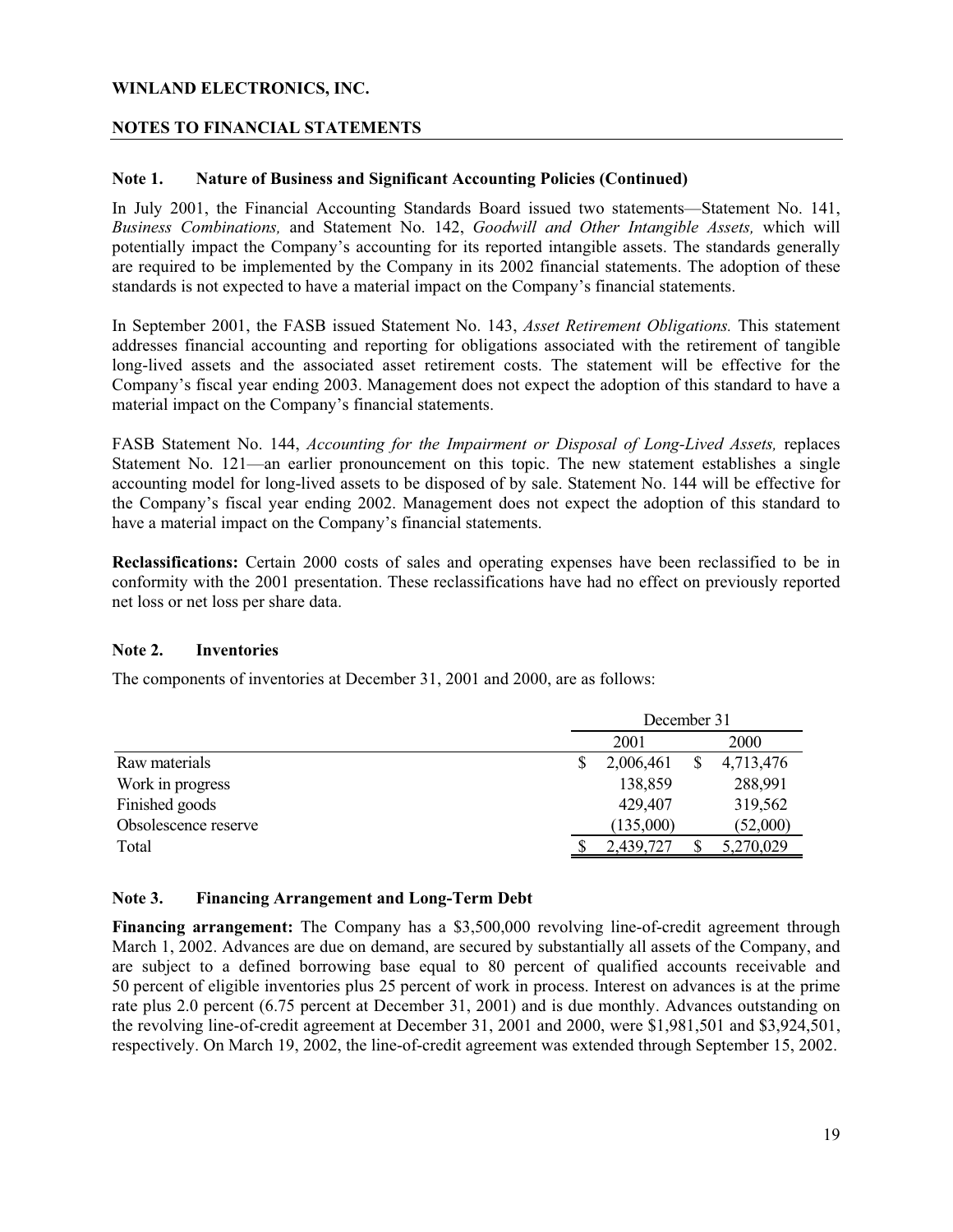# WINLAND ELECTRONICS, INC.

## NOTES TO FINANCIAL STATEMENTS

### Note 1. Nature of Business and Significant Accounting Policies (Continued)

In July 2001, the Financial Accounting Standards Board issued two statements—Statement No. 141, *Business Combinations,* and Statement No. 142, *Goodwill and Other Intangible Assets,* which will potentially impact the Company's accounting for its reported intangible assets. The standards generally are required to be implemented by the Company in its 2002 financial statements. The adoption of these standards is not expected to have a material impact on the Company's financial statements.

In September 2001, the FASB issued Statement No. 143, *Asset Retirement Obligations.* This statement addresses financial accounting and reporting for obligations associated with the retirement of tangible long-lived assets and the associated asset retirement costs. The statement will be effective for the Company's fiscal year ending 2003. Management does not expect the adoption of this standard to have a material impact on the Company's financial statements.

FASB Statement No. 144, *Accounting for the Impairment or Disposal of Long-Lived Assets,* replaces Statement No. 121—an earlier pronouncement on this topic. The new statement establishes a single accounting model for long-lived assets to be disposed of by sale. Statement No. 144 will be effective for the Company's fiscal year ending 2002. Management does not expect the adoption of this standard to have a material impact on the Company's financial statements.

**Reclassifications:** Certain 2000 costs of sales and operating expenses have been reclassified to be in conformity with the 2001 presentation. These reclassifications have had no effect on previously reported net loss or net loss per share data.

### Note 2. Inventories

The components of inventories at December 31, 2001 and 2000, are as follows:

| | December 31 | |
|---|---|---|
| | 2001 | 2000 |
| Raw materials | $ 2,006,461 | $ 4,713,476 |
| Work in progress | 138,859 | 288,991 |
| Finished goods | 429,407 | 319,562 |
| Obsolescence reserve | (135,000) | (52,000) |
| Total | $ 2,439,727 | $ 5,270,029 |

### Note 3. Financing Arrangement and Long-Term Debt

**Financing arrangement:** The Company has a $3,500,000 revolving line-of-credit agreement through March 1, 2002. Advances are due on demand, are secured by substantially all assets of the Company, and are subject to a defined borrowing base equal to 80 percent of qualified accounts receivable and 50 percent of eligible inventories plus 25 percent of work in process. Interest on advances is at the prime rate plus 2.0 percent (6.75 percent at December 31, 2001) and is due monthly. Advances outstanding on the revolving line-of-credit agreement at December 31, 2001 and 2000, were $1,981,501 and $3,924,501, respectively. On March 19, 2002, the line-of-credit agreement was extended through September 15, 2002.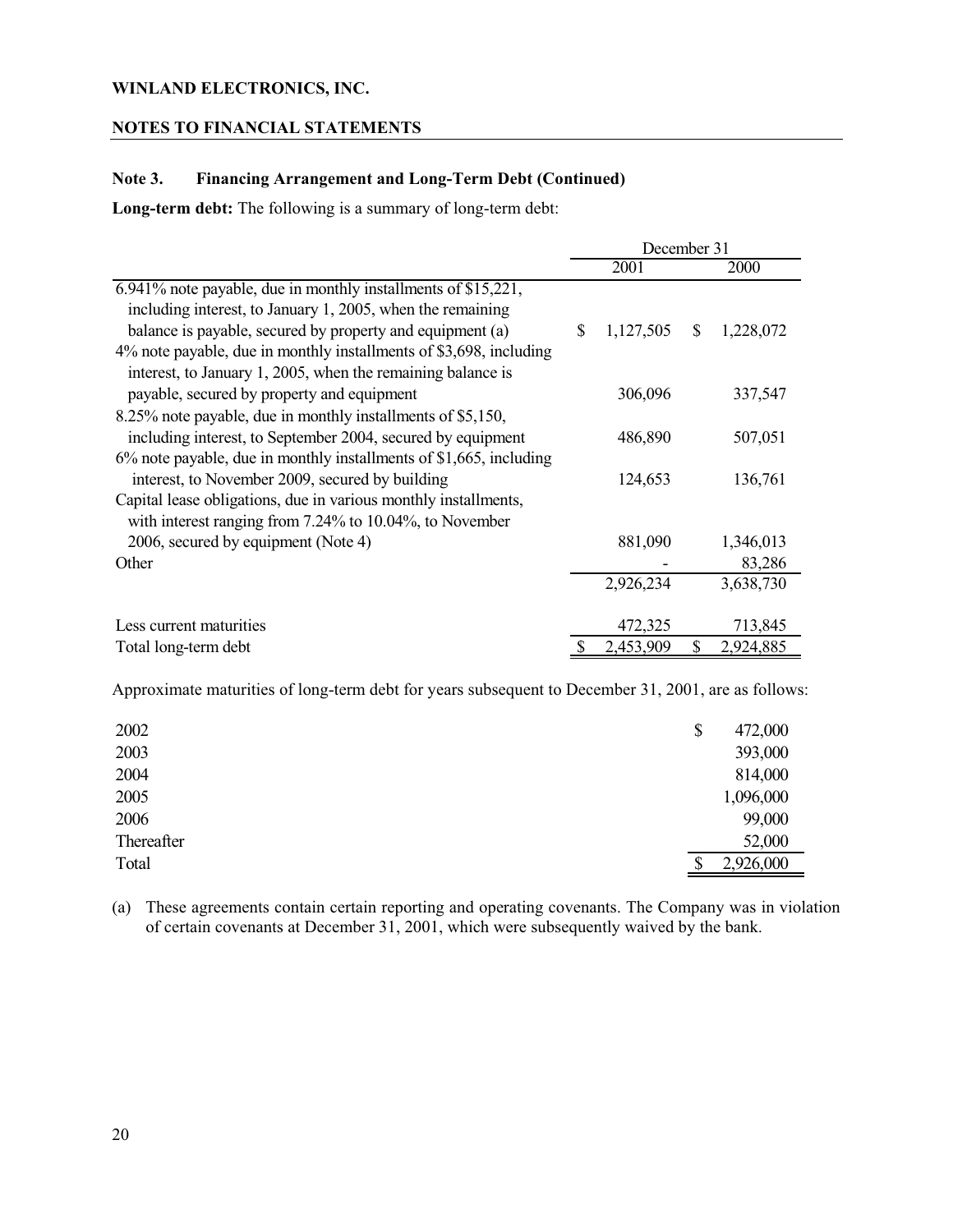**WINLAND ELECTRONICS, INC.**

**NOTES TO FINANCIAL STATEMENTS**

**Note 3. Financing Arrangement and Long-Term Debt (Continued)**

**Long-term debt:** The following is a summary of long-term debt:

| | December 31 | |
|---|---|---|
| | 2001 | 2000 |
| 6.941% note payable, due in monthly installments of $15,221, including interest, to January 1, 2005, when the remaining balance is payable, secured by property and equipment (a) | $ 1,127,505 | $ 1,228,072 |
| 4% note payable, due in monthly installments of $3,698, including interest, to January 1, 2005, when the remaining balance is payable, secured by property and equipment | 306,096 | 337,547 |
| 8.25% note payable, due in monthly installments of $5,150, including interest, to September 2004, secured by equipment | 486,890 | 507,051 |
| 6% note payable, due in monthly installments of $1,665, including interest, to November 2009, secured by building | 124,653 | 136,761 |
| Capital lease obligations, due in various monthly installments, with interest ranging from 7.24% to 10.04%, to November 2006, secured by equipment (Note 4) | 881,090 | 1,346,013 |
| Other | - | 83,286 |
| | 2,926,234 | 3,638,730 |
| Less current maturities | 472,325 | 713,845 |
| Total long-term debt | $ 2,453,909 | $ 2,924,885 |

Approximate maturities of long-term debt for years subsequent to December 31, 2001, are as follows:

| | |
|---|---|
| 2002 | $ 472,000 |
| 2003 | 393,000 |
| 2004 | 814,000 |
| 2005 | 1,096,000 |
| 2006 | 99,000 |
| Thereafter | 52,000 |
| Total | $ 2,926,000 |

(a) These agreements contain certain reporting and operating covenants. The Company was in violation of certain covenants at December 31, 2001, which were subsequently waived by the bank.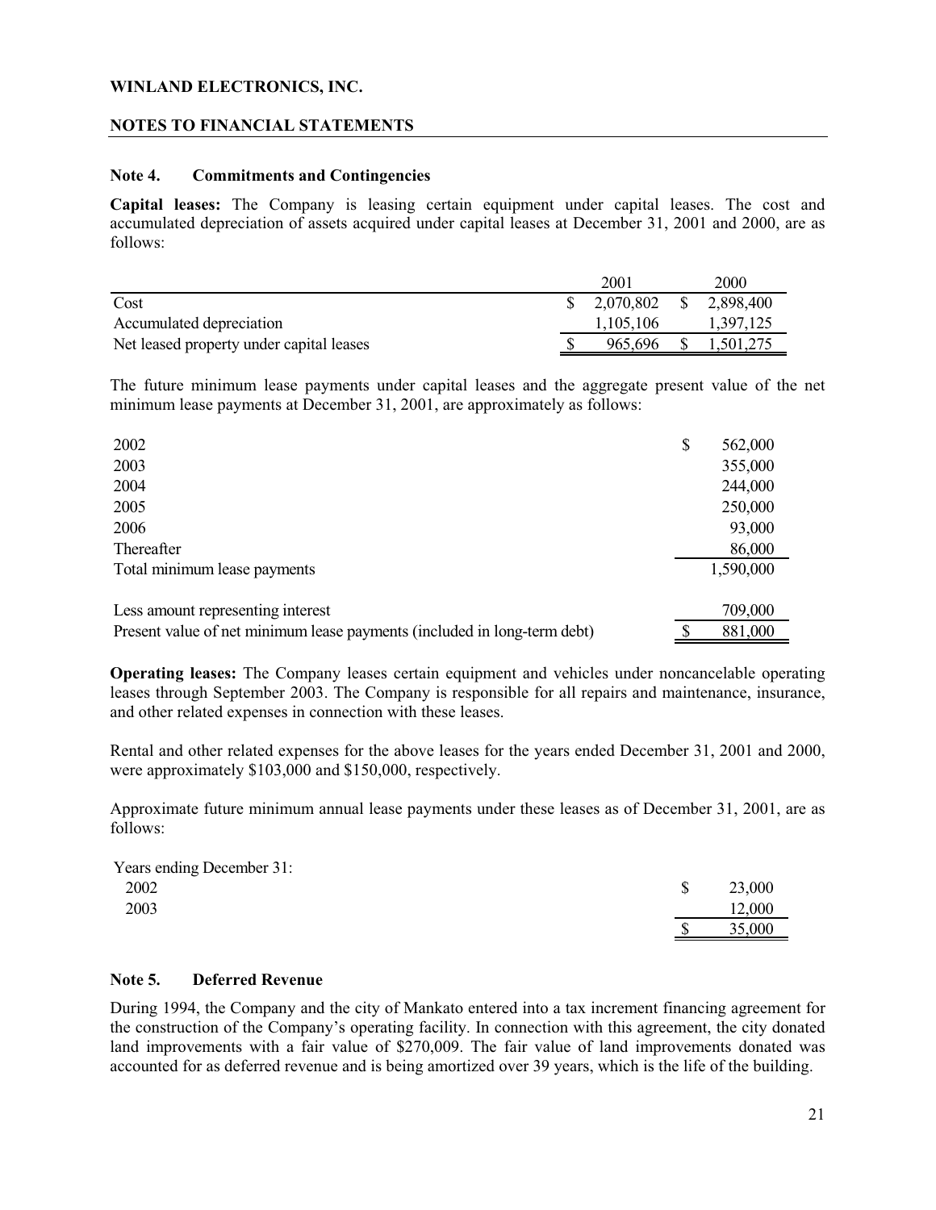**WINLAND ELECTRONICS, INC.**

**NOTES TO FINANCIAL STATEMENTS**

**Note 4. Commitments and Contingencies**

**Capital leases:** The Company is leasing certain equipment under capital leases. The cost and accumulated depreciation of assets acquired under capital leases at December 31, 2001 and 2000, are as follows:

| | 2001 | 2000 |
|---|---|---|
| Cost | $ 2,070,802 | $ 2,898,400 |
| Accumulated depreciation | 1,105,106 | 1,397,125 |
| Net leased property under capital leases | $ 965,696 | $ 1,501,275 |

The future minimum lease payments under capital leases and the aggregate present value of the net minimum lease payments at December 31, 2001, are approximately as follows:

| | |
|---|---|
| 2002 | $ 562,000 |
| 2003 | 355,000 |
| 2004 | 244,000 |
| 2005 | 250,000 |
| 2006 | 93,000 |
| Thereafter | 86,000 |
| Total minimum lease payments | 1,590,000 |
| Less amount representing interest | 709,000 |
| Present value of net minimum lease payments (included in long-term debt) | $ 881,000 |

**Operating leases:** The Company leases certain equipment and vehicles under noncancelable operating leases through September 2003. The Company is responsible for all repairs and maintenance, insurance, and other related expenses in connection with these leases.

Rental and other related expenses for the above leases for the years ended December 31, 2001 and 2000, were approximately $103,000 and $150,000, respectively.

Approximate future minimum annual lease payments under these leases as of December 31, 2001, are as follows:

| Years ending December 31: | |
|---|---|
| 2002 | $ 23,000 |
| 2003 | 12,000 |
| | $ 35,000 |

**Note 5. Deferred Revenue**

During 1994, the Company and the city of Mankato entered into a tax increment financing agreement for the construction of the Company's operating facility. In connection with this agreement, the city donated land improvements with a fair value of $270,009. The fair value of land improvements donated was accounted for as deferred revenue and is being amortized over 39 years, which is the life of the building.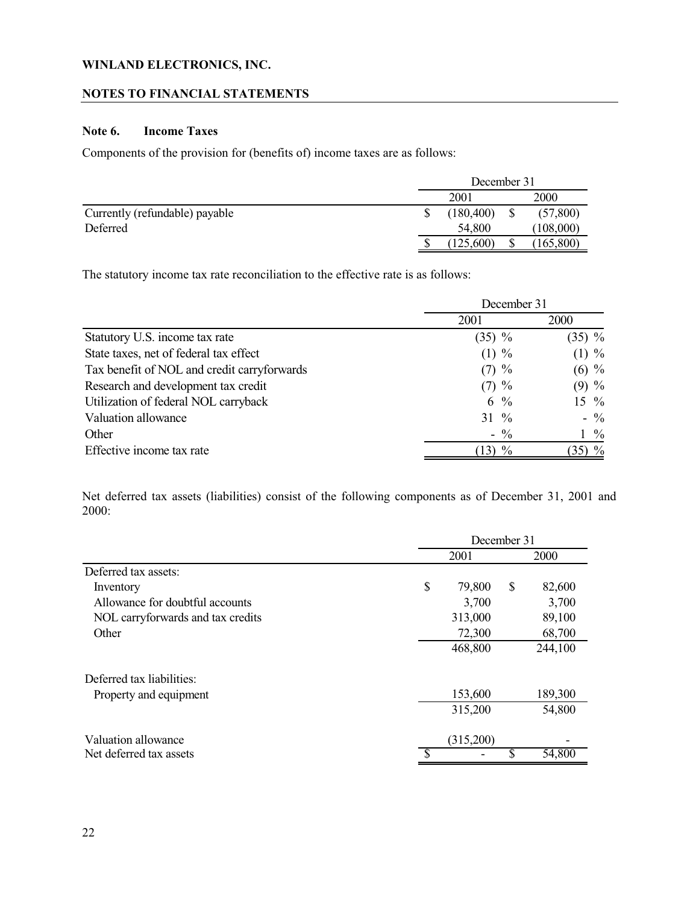**WINLAND ELECTRONICS, INC.**

**NOTES TO FINANCIAL STATEMENTS**

**Note 6. Income Taxes**

Components of the provision for (benefits of) income taxes are as follows:

| | December 31 | |
|---|---|---|
| | 2001 | 2000 |
| Currently (refundable) payable | $ (180,400) | $ (57,800) |
| Deferred | 54,800 | (108,000) |
| | $ (125,600) | $ (165,800) |

The statutory income tax rate reconciliation to the effective rate is as follows:

| | December 31 | |
|---|---|---|
| | 2001 | 2000 |
| Statutory U.S. income tax rate | (35) % | (35) % |
| State taxes, net of federal tax effect | (1) % | (1) % |
| Tax benefit of NOL and credit carryforwards | (7) % | (6) % |
| Research and development tax credit | (7) % | (9) % |
| Utilization of federal NOL carryback | 6 % | 15 % |
| Valuation allowance | 31 % | - % |
| Other | - % | 1 % |
| Effective income tax rate | (13) % | (35) % |

Net deferred tax assets (liabilities) consist of the following components as of December 31, 2001 and 2000:

| | December 31 | |
|---|---|---|
| | 2001 | 2000 |
| Deferred tax assets: | | |
| Inventory | $ 79,800 | $ 82,600 |
| Allowance for doubtful accounts | 3,700 | 3,700 |
| NOL carryforwards and tax credits | 313,000 | 89,100 |
| Other | 72,300 | 68,700 |
| | 468,800 | 244,100 |
| Deferred tax liabilities: | | |
| Property and equipment | 153,600 | 189,300 |
| | 315,200 | 54,800 |
| Valuation allowance | (315,200) | - |
| Net deferred tax assets | $ - | $ 54,800 |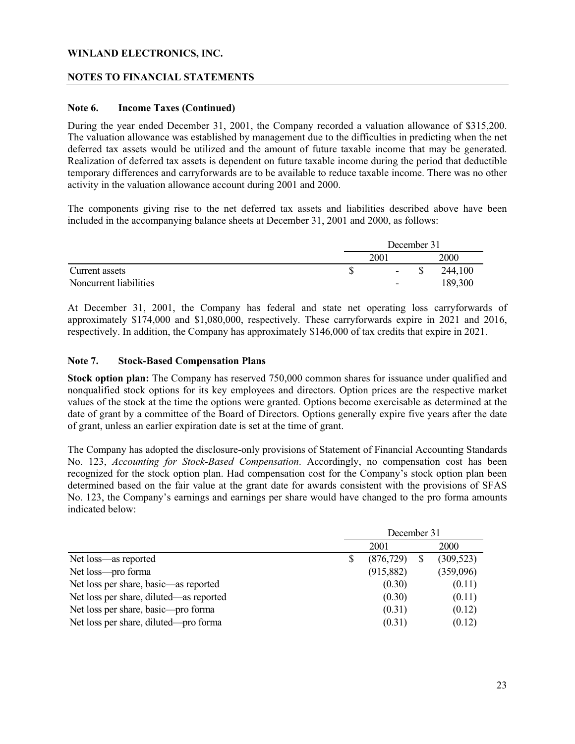**WINLAND ELECTRONICS, INC.**

**NOTES TO FINANCIAL STATEMENTS**

**Note 6. Income Taxes (Continued)**

During the year ended December 31, 2001, the Company recorded a valuation allowance of \$315,200. The valuation allowance was established by management due to the difficulties in predicting when the net deferred tax assets would be utilized and the amount of future taxable income that may be generated. Realization of deferred tax assets is dependent on future taxable income during the period that deductible temporary differences and carryforwards are to be available to reduce taxable income. There was no other activity in the valuation allowance account during 2001 and 2000.

The components giving rise to the net deferred tax assets and liabilities described above have been included in the accompanying balance sheets at December 31, 2001 and 2000, as follows:

| | December 31 | |
|---|---|---|
| | 2001 | 2000 |
| Current assets | \$ - | \$ 244,100 |
| Noncurrent liabilities | - | 189,300 |

At December 31, 2001, the Company has federal and state net operating loss carryforwards of approximately \$174,000 and \$1,080,000, respectively. These carryforwards expire in 2021 and 2016, respectively. In addition, the Company has approximately \$146,000 of tax credits that expire in 2021.

**Note 7. Stock-Based Compensation Plans**

**Stock option plan:** The Company has reserved 750,000 common shares for issuance under qualified and nonqualified stock options for its key employees and directors. Option prices are the respective market values of the stock at the time the options were granted. Options become exercisable as determined at the date of grant by a committee of the Board of Directors. Options generally expire five years after the date of grant, unless an earlier expiration date is set at the time of grant.

The Company has adopted the disclosure-only provisions of Statement of Financial Accounting Standards No. 123, *Accounting for Stock-Based Compensation*. Accordingly, no compensation cost has been recognized for the stock option plan. Had compensation cost for the Company's stock option plan been determined based on the fair value at the grant date for awards consistent with the provisions of SFAS No. 123, the Company's earnings and earnings per share would have changed to the pro forma amounts indicated below:

| | December 31 | |
|---|---|---|
| | 2001 | 2000 |
| Net loss—as reported | \$ (876,729) | \$ (309,523) |
| Net loss—pro forma | (915,882) | (359,096) |
| Net loss per share, basic—as reported | (0.30) | (0.11) |
| Net loss per share, diluted—as reported | (0.30) | (0.11) |
| Net loss per share, basic—pro forma | (0.31) | (0.12) |
| Net loss per share, diluted—pro forma | (0.31) | (0.12) |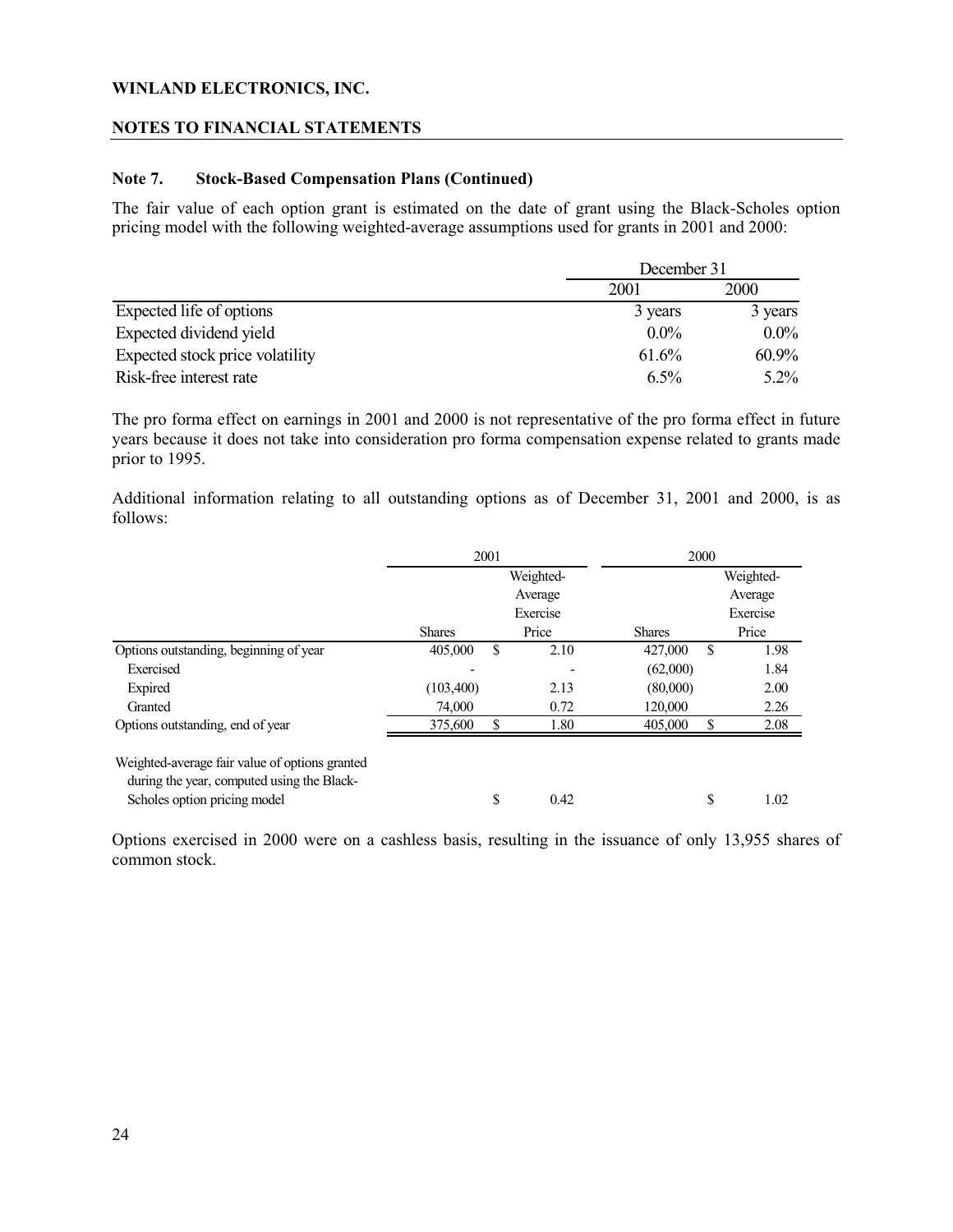**WINLAND ELECTRONICS, INC.**

**NOTES TO FINANCIAL STATEMENTS**

**Note 7. Stock-Based Compensation Plans (Continued)**

The fair value of each option grant is estimated on the date of grant using the Black-Scholes option pricing model with the following weighted-average assumptions used for grants in 2001 and 2000:

| | December 31 | |
|---|---|---|
| | 2001 | 2000 |
| Expected life of options | 3 years | 3 years |
| Expected dividend yield | 0.0% | 0.0% |
| Expected stock price volatility | 61.6% | 60.9% |
| Risk-free interest rate | 6.5% | 5.2% |

The pro forma effect on earnings in 2001 and 2000 is not representative of the pro forma effect in future years because it does not take into consideration pro forma compensation expense related to grants made prior to 1995.

Additional information relating to all outstanding options as of December 31, 2001 and 2000, is as follows:

| | 2001 | | 2000 | |
|---|---|---|---|---|
| | Shares | Weighted-Average Exercise Price | Shares | Weighted-Average Exercise Price |
| Options outstanding, beginning of year | 405,000 | $ 2.10 | 427,000 | $ 1.98 |
| Exercised | - | - | (62,000) | 1.84 |
| Expired | (103,400) | 2.13 | (80,000) | 2.00 |
| Granted | 74,000 | 0.72 | 120,000 | 2.26 |
| Options outstanding, end of year | 375,600 | $ 1.80 | 405,000 | $ 2.08 |
| Weighted-average fair value of options granted during the year, computed using the Black-Scholes option pricing model | | $ 0.42 | | $ 1.02 |

Options exercised in 2000 were on a cashless basis, resulting in the issuance of only 13,955 shares of common stock.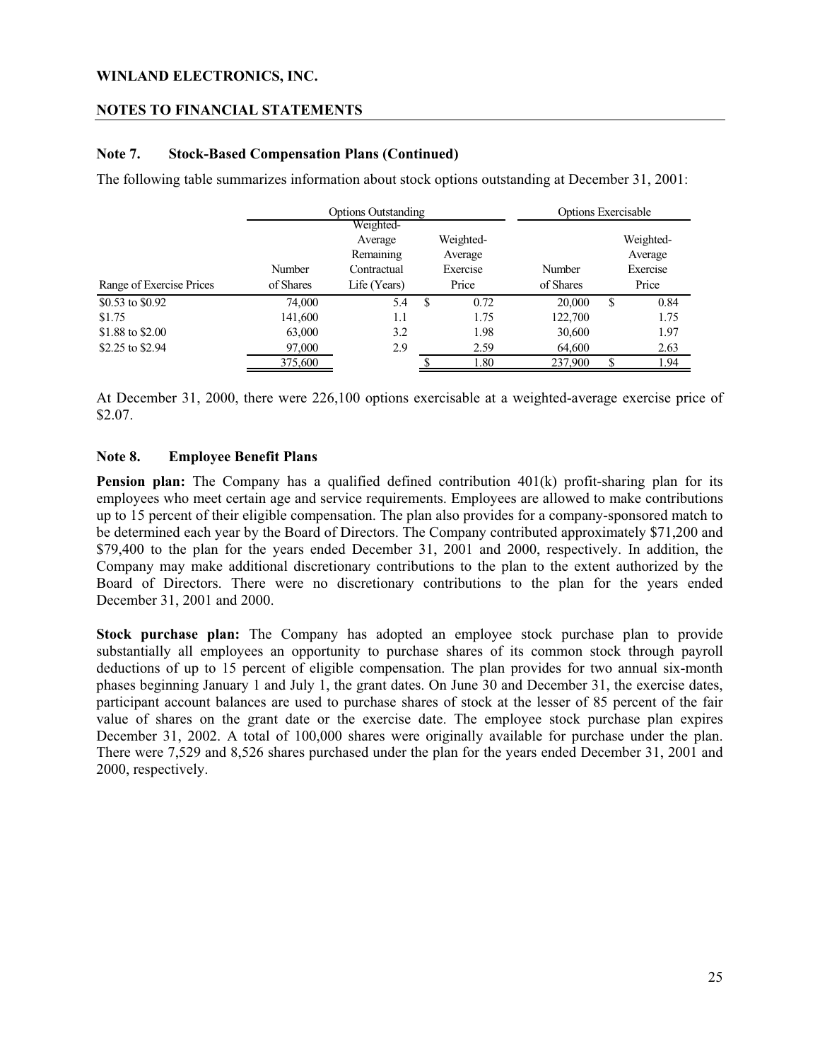**WINLAND ELECTRONICS, INC.**

**NOTES TO FINANCIAL STATEMENTS**

### Note 7. Stock-Based Compensation Plans (Continued)

The following table summarizes information about stock options outstanding at December 31, 2001:

| | Options Outstanding | | | Options Exercisable | |
|---|---|---|---|---|---|
| Range of Exercise Prices | Number of Shares | Weighted-Average Remaining Contractual Life (Years) | Weighted-Average Exercise Price | Number of Shares | Weighted-Average Exercise Price |
| \$0.53 to \$0.92 | 74,000 | 5.4 | \$ 0.72 | 20,000 | \$ 0.84 |
| \$1.75 | 141,600 | 1.1 | 1.75 | 122,700 | 1.75 |
| \$1.88 to \$2.00 | 63,000 | 3.2 | 1.98 | 30,600 | 1.97 |
| \$2.25 to \$2.94 | 97,000 | 2.9 | 2.59 | 64,600 | 2.63 |
| | 375,600 | | \$ 1.80 | 237,900 | \$ 1.94 |

At December 31, 2000, there were 226,100 options exercisable at a weighted-average exercise price of \$2.07.

### Note 8. Employee Benefit Plans

**Pension plan:** The Company has a qualified defined contribution 401(k) profit-sharing plan for its employees who meet certain age and service requirements. Employees are allowed to make contributions up to 15 percent of their eligible compensation. The plan also provides for a company-sponsored match to be determined each year by the Board of Directors. The Company contributed approximately \$71,200 and \$79,400 to the plan for the years ended December 31, 2001 and 2000, respectively. In addition, the Company may make additional discretionary contributions to the plan to the extent authorized by the Board of Directors. There were no discretionary contributions to the plan for the years ended December 31, 2001 and 2000.

**Stock purchase plan:** The Company has adopted an employee stock purchase plan to provide substantially all employees an opportunity to purchase shares of its common stock through payroll deductions of up to 15 percent of eligible compensation. The plan provides for two annual six-month phases beginning January 1 and July 1, the grant dates. On June 30 and December 31, the exercise dates, participant account balances are used to purchase shares of stock at the lesser of 85 percent of the fair value of shares on the grant date or the exercise date. The employee stock purchase plan expires December 31, 2002. A total of 100,000 shares were originally available for purchase under the plan. There were 7,529 and 8,526 shares purchased under the plan for the years ended December 31, 2001 and 2000, respectively.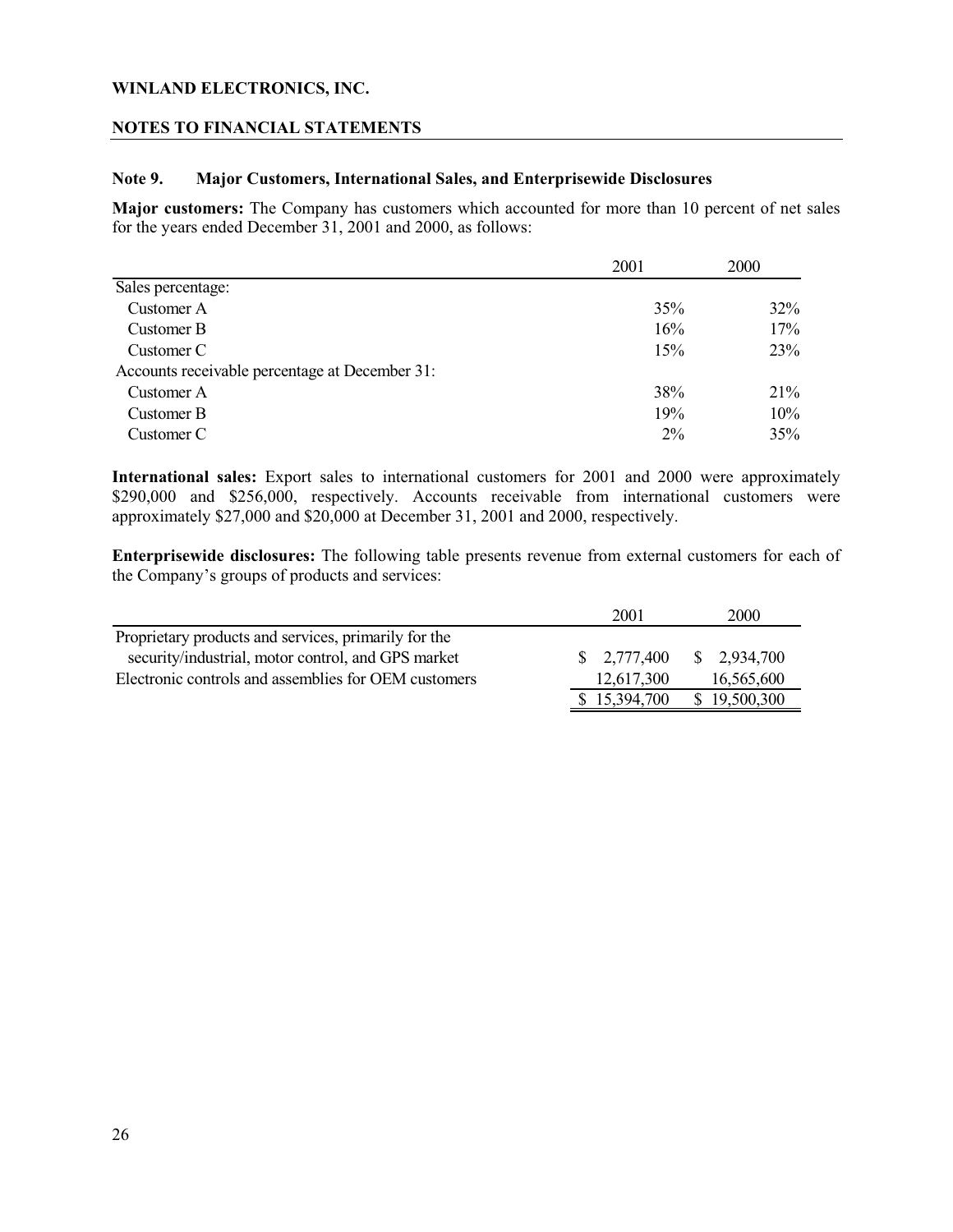**WINLAND ELECTRONICS, INC.**

**NOTES TO FINANCIAL STATEMENTS**

### Note 9. Major Customers, International Sales, and Enterprisewide Disclosures

**Major customers:** The Company has customers which accounted for more than 10 percent of net sales for the years ended December 31, 2001 and 2000, as follows:

| | 2001 | 2000 |
|---|---|---|
| Sales percentage: | | |
| Customer A | 35% | 32% |
| Customer B | 16% | 17% |
| Customer C | 15% | 23% |
| Accounts receivable percentage at December 31: | | |
| Customer A | 38% | 21% |
| Customer B | 19% | 10% |
| Customer C | 2% | 35% |

**International sales:** Export sales to international customers for 2001 and 2000 were approximately $290,000 and $256,000, respectively. Accounts receivable from international customers were approximately $27,000 and $20,000 at December 31, 2001 and 2000, respectively.

**Enterprisewide disclosures:** The following table presents revenue from external customers for each of the Company's groups of products and services:

| | 2001 | 2000 |
|---|---|---|
| Proprietary products and services, primarily for the security/industrial, motor control, and GPS market | $ 2,777,400 | $ 2,934,700 |
| Electronic controls and assemblies for OEM customers | 12,617,300 | 16,565,600 |
| | $ 15,394,700 | $ 19,500,300 |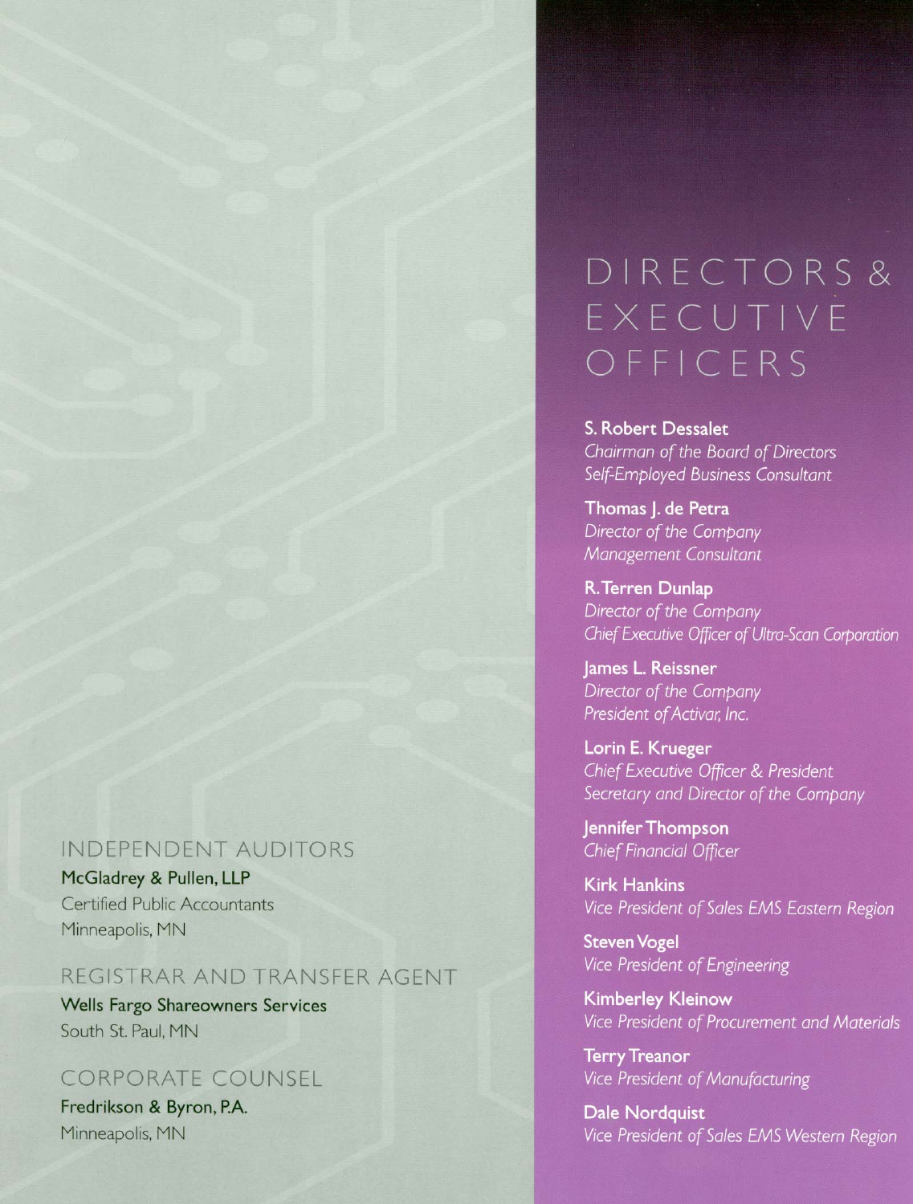# DIRECTORS & EXECUTIVE OFFICERS

**S. Robert Dessalet**
*Chairman of the Board of Directors*
*Self-Employed Business Consultant*

**Thomas J. de Petra**
*Director of the Company*
*Management Consultant*

**R. Terren Dunlap**
*Director of the Company*
*Chief Executive Officer of Ultra-Scan Corporation*

**James L. Reissner**
*Director of the Company*
*President of Activar, Inc.*

**Lorin E. Krueger**
*Chief Executive Officer & President*
*Secretary and Director of the Company*

**Jennifer Thompson**
*Chief Financial Officer*

**Kirk Hankins**
*Vice President of Sales EMS Eastern Region*

**Steven Vogel**
*Vice President of Engineering*

**Kimberley Kleinow**
*Vice President of Procurement and Materials*

**Terry Treanor**
*Vice President of Manufacturing*

**Dale Nordquist**
*Vice President of Sales EMS Western Region*

## INDEPENDENT AUDITORS

**McGladrey & Pullen, LLP**
Certified Public Accountants
Minneapolis, MN

## REGISTRAR AND TRANSFER AGENT

**Wells Fargo Shareowners Services**
South St. Paul, MN

## CORPORATE COUNSEL

**Fredrikson & Byron, P.A.**
Minneapolis, MN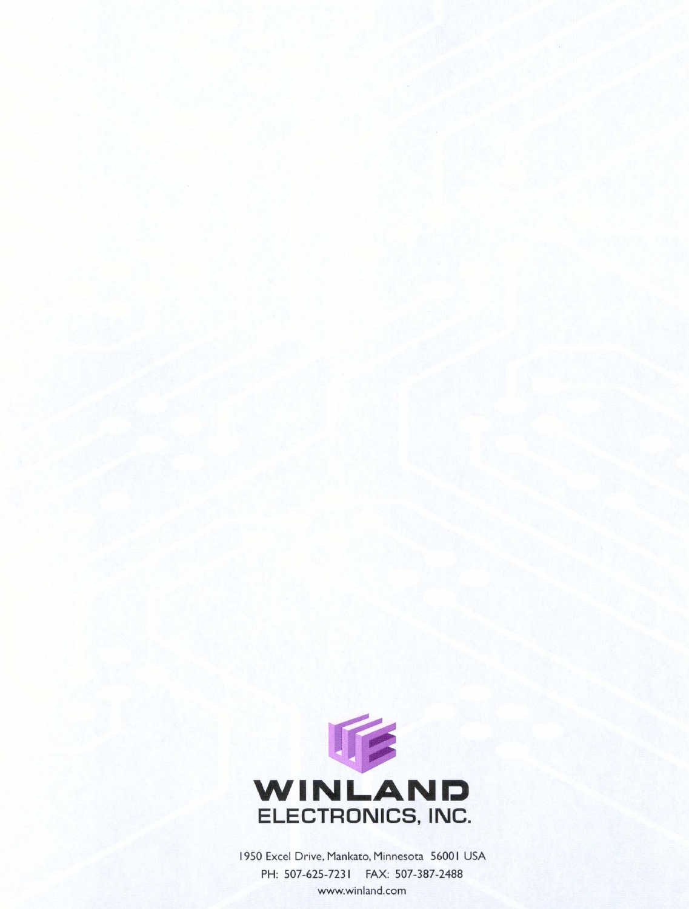**WINLAND**
**ELECTRONICS, INC.**

1950 Excel Drive, Mankato, Minnesota 56001 USA

PH: 507-625-7231 FAX: 507-387-2488

www.winland.com